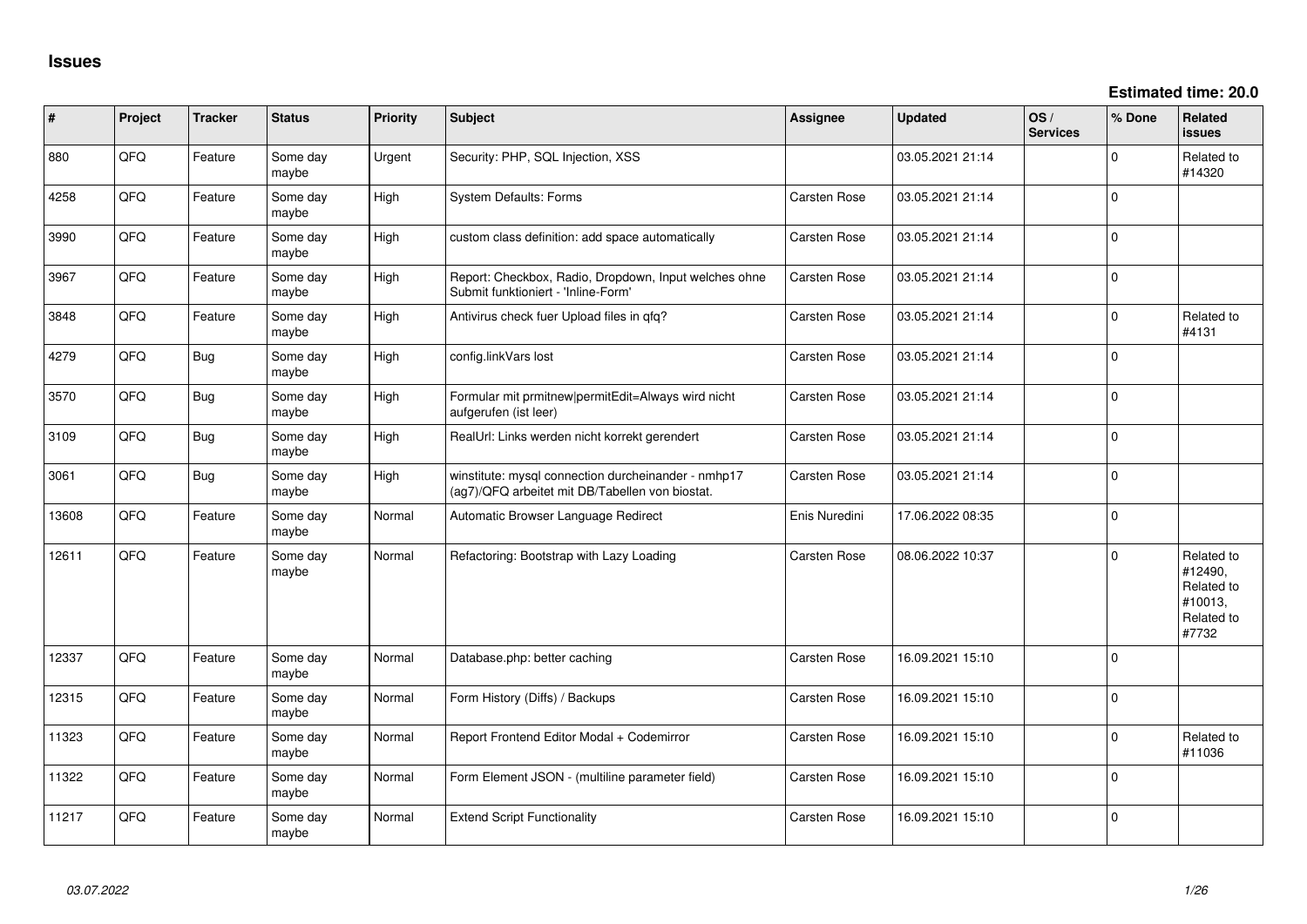# Issues

**Estimated time: 20.0**

| # | Project | Tracker | Status | Priority | Subject | Assignee | Updated | OS / Services | % Done | Related issues |
|---|---|---|---|---|---|---|---|---|---|---|
| 880 | QFQ | Feature | Some day maybe | Urgent | Security: PHP, SQL Injection, XSS | | 03.05.2021 21:14 | | 0 | Related to #14320 |
| 4258 | QFQ | Feature | Some day maybe | High | System Defaults: Forms | Carsten Rose | 03.05.2021 21:14 | | 0 | |
| 3990 | QFQ | Feature | Some day maybe | High | custom class definition: add space automatically | Carsten Rose | 03.05.2021 21:14 | | 0 | |
| 3967 | QFQ | Feature | Some day maybe | High | Report: Checkbox, Radio, Dropdown, Input welches ohne Submit funktioniert - 'Inline-Form' | Carsten Rose | 03.05.2021 21:14 | | 0 | |
| 3848 | QFQ | Feature | Some day maybe | High | Antivirus check fuer Upload files in qfq? | Carsten Rose | 03.05.2021 21:14 | | 0 | Related to #4131 |
| 4279 | QFQ | Bug | Some day maybe | High | config.linkVars lost | Carsten Rose | 03.05.2021 21:14 | | 0 | |
| 3570 | QFQ | Bug | Some day maybe | High | Formular mit prmitnew\|permitEdit=Always wird nicht aufgerufen (ist leer) | Carsten Rose | 03.05.2021 21:14 | | 0 | |
| 3109 | QFQ | Bug | Some day maybe | High | RealUrl: Links werden nicht korrekt gerendert | Carsten Rose | 03.05.2021 21:14 | | 0 | |
| 3061 | QFQ | Bug | Some day maybe | High | winstitute: mysql connection durcheinander - nmhp17 (ag7)/QFQ arbeitet mit DB/Tabellen von biostat. | Carsten Rose | 03.05.2021 21:14 | | 0 | |
| 13608 | QFQ | Feature | Some day maybe | Normal | Automatic Browser Language Redirect | Enis Nuredini | 17.06.2022 08:35 | | 0 | |
| 12611 | QFQ | Feature | Some day maybe | Normal | Refactoring: Bootstrap with Lazy Loading | Carsten Rose | 08.06.2022 10:37 | | 0 | Related to #12490, Related to #10013, Related to #7732 |
| 12337 | QFQ | Feature | Some day maybe | Normal | Database.php: better caching | Carsten Rose | 16.09.2021 15:10 | | 0 | |
| 12315 | QFQ | Feature | Some day maybe | Normal | Form History (Diffs) / Backups | Carsten Rose | 16.09.2021 15:10 | | 0 | |
| 11323 | QFQ | Feature | Some day maybe | Normal | Report Frontend Editor Modal + Codemirror | Carsten Rose | 16.09.2021 15:10 | | 0 | Related to #11036 |
| 11322 | QFQ | Feature | Some day maybe | Normal | Form Element JSON - (multiline parameter field) | Carsten Rose | 16.09.2021 15:10 | | 0 | |
| 11217 | QFQ | Feature | Some day maybe | Normal | Extend Script Functionality | Carsten Rose | 16.09.2021 15:10 | | 0 | |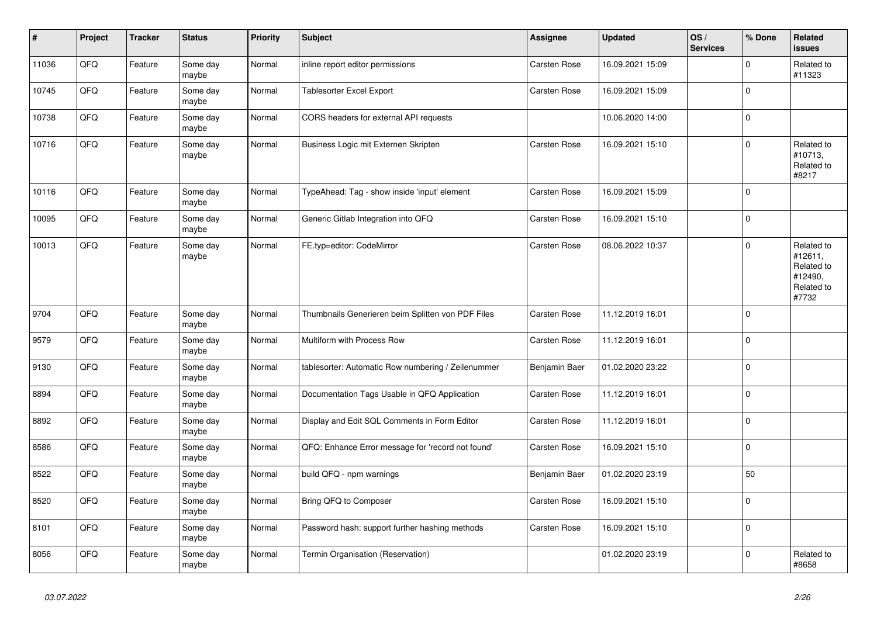| # | Project | Tracker | Status | Priority | Subject | Assignee | Updated | OS / Services | % Done | Related issues |
|---|---|---|---|---|---|---|---|---|---|---|
| 11036 | QFQ | Feature | Some day maybe | Normal | inline report editor permissions | Carsten Rose | 16.09.2021 15:09 | | 0 | Related to #11323 |
| 10745 | QFQ | Feature | Some day maybe | Normal | Tablesorter Excel Export | Carsten Rose | 16.09.2021 15:09 | | 0 | |
| 10738 | QFQ | Feature | Some day maybe | Normal | CORS headers for external API requests | | 10.06.2020 14:00 | | 0 | |
| 10716 | QFQ | Feature | Some day maybe | Normal | Business Logic mit Externen Skripten | Carsten Rose | 16.09.2021 15:10 | | 0 | Related to #10713, Related to #8217 |
| 10116 | QFQ | Feature | Some day maybe | Normal | TypeAhead: Tag - show inside 'input' element | Carsten Rose | 16.09.2021 15:09 | | 0 | |
| 10095 | QFQ | Feature | Some day maybe | Normal | Generic Gitlab Integration into QFQ | Carsten Rose | 16.09.2021 15:10 | | 0 | |
| 10013 | QFQ | Feature | Some day maybe | Normal | FE.typ=editor: CodeMirror | Carsten Rose | 08.06.2022 10:37 | | 0 | Related to #12611, Related to #12490, Related to #7732 |
| 9704 | QFQ | Feature | Some day maybe | Normal | Thumbnails Generieren beim Splitten von PDF Files | Carsten Rose | 11.12.2019 16:01 | | 0 | |
| 9579 | QFQ | Feature | Some day maybe | Normal | Multiform with Process Row | Carsten Rose | 11.12.2019 16:01 | | 0 | |
| 9130 | QFQ | Feature | Some day maybe | Normal | tablesorter: Automatic Row numbering / Zeilenummer | Benjamin Baer | 01.02.2020 23:22 | | 0 | |
| 8894 | QFQ | Feature | Some day maybe | Normal | Documentation Tags Usable in QFQ Application | Carsten Rose | 11.12.2019 16:01 | | 0 | |
| 8892 | QFQ | Feature | Some day maybe | Normal | Display and Edit SQL Comments in Form Editor | Carsten Rose | 11.12.2019 16:01 | | 0 | |
| 8586 | QFQ | Feature | Some day maybe | Normal | QFQ: Enhance Error message for 'record not found' | Carsten Rose | 16.09.2021 15:10 | | 0 | |
| 8522 | QFQ | Feature | Some day maybe | Normal | build QFQ - npm warnings | Benjamin Baer | 01.02.2020 23:19 | | 50 | |
| 8520 | QFQ | Feature | Some day maybe | Normal | Bring QFQ to Composer | Carsten Rose | 16.09.2021 15:10 | | 0 | |
| 8101 | QFQ | Feature | Some day maybe | Normal | Password hash: support further hashing methods | Carsten Rose | 16.09.2021 15:10 | | 0 | |
| 8056 | QFQ | Feature | Some day maybe | Normal | Termin Organisation (Reservation) | | 01.02.2020 23:19 | | 0 | Related to #8658 |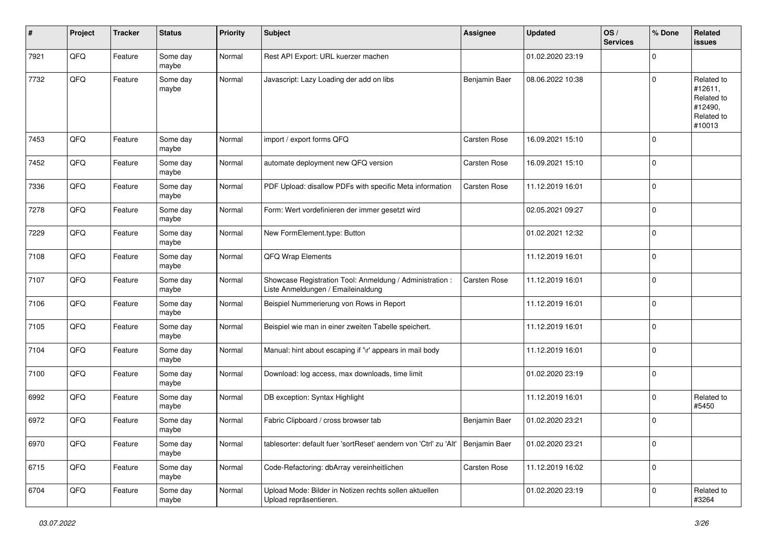| # | Project | Tracker | Status | Priority | Subject | Assignee | Updated | OS / Services | % Done | Related issues |
|---|---|---|---|---|---|---|---|---|---|---|
| 7921 | QFQ | Feature | Some day maybe | Normal | Rest API Export: URL kuerzer machen | | 01.02.2020 23:19 | | 0 | |
| 7732 | QFQ | Feature | Some day maybe | Normal | Javascript: Lazy Loading der add on libs | Benjamin Baer | 08.06.2022 10:38 | | 0 | Related to #12611, Related to #12490, Related to #10013 |
| 7453 | QFQ | Feature | Some day maybe | Normal | import / export forms QFQ | Carsten Rose | 16.09.2021 15:10 | | 0 | |
| 7452 | QFQ | Feature | Some day maybe | Normal | automate deployment new QFQ version | Carsten Rose | 16.09.2021 15:10 | | 0 | |
| 7336 | QFQ | Feature | Some day maybe | Normal | PDF Upload: disallow PDFs with specific Meta information | Carsten Rose | 11.12.2019 16:01 | | 0 | |
| 7278 | QFQ | Feature | Some day maybe | Normal | Form: Wert vordefinieren der immer gesetzt wird | | 02.05.2021 09:27 | | 0 | |
| 7229 | QFQ | Feature | Some day maybe | Normal | New FormElement.type: Button | | 01.02.2021 12:32 | | 0 | |
| 7108 | QFQ | Feature | Some day maybe | Normal | QFQ Wrap Elements | | 11.12.2019 16:01 | | 0 | |
| 7107 | QFQ | Feature | Some day maybe | Normal | Showcase Registration Tool: Anmeldung / Administration : Liste Anmeldungen / Emaileinaldung | Carsten Rose | 11.12.2019 16:01 | | 0 | |
| 7106 | QFQ | Feature | Some day maybe | Normal | Beispiel Nummerierung von Rows in Report | | 11.12.2019 16:01 | | 0 | |
| 7105 | QFQ | Feature | Some day maybe | Normal | Beispiel wie man in einer zweiten Tabelle speichert. | | 11.12.2019 16:01 | | 0 | |
| 7104 | QFQ | Feature | Some day maybe | Normal | Manual: hint about escaping if '\r' appears in mail body | | 11.12.2019 16:01 | | 0 | |
| 7100 | QFQ | Feature | Some day maybe | Normal | Download: log access, max downloads, time limit | | 01.02.2020 23:19 | | 0 | |
| 6992 | QFQ | Feature | Some day maybe | Normal | DB exception: Syntax Highlight | | 11.12.2019 16:01 | | 0 | Related to #5450 |
| 6972 | QFQ | Feature | Some day maybe | Normal | Fabric Clipboard / cross browser tab | Benjamin Baer | 01.02.2020 23:21 | | 0 | |
| 6970 | QFQ | Feature | Some day maybe | Normal | tablesorter: default fuer 'sortReset' aendern von 'Ctrl' zu 'Alt' | Benjamin Baer | 01.02.2020 23:21 | | 0 | |
| 6715 | QFQ | Feature | Some day maybe | Normal | Code-Refactoring: dbArray vereinheitlichen | Carsten Rose | 11.12.2019 16:02 | | 0 | |
| 6704 | QFQ | Feature | Some day maybe | Normal | Upload Mode: Bilder in Notizen rechts sollen aktuellen Upload repräsentieren. | | 01.02.2020 23:19 | | 0 | Related to #3264 |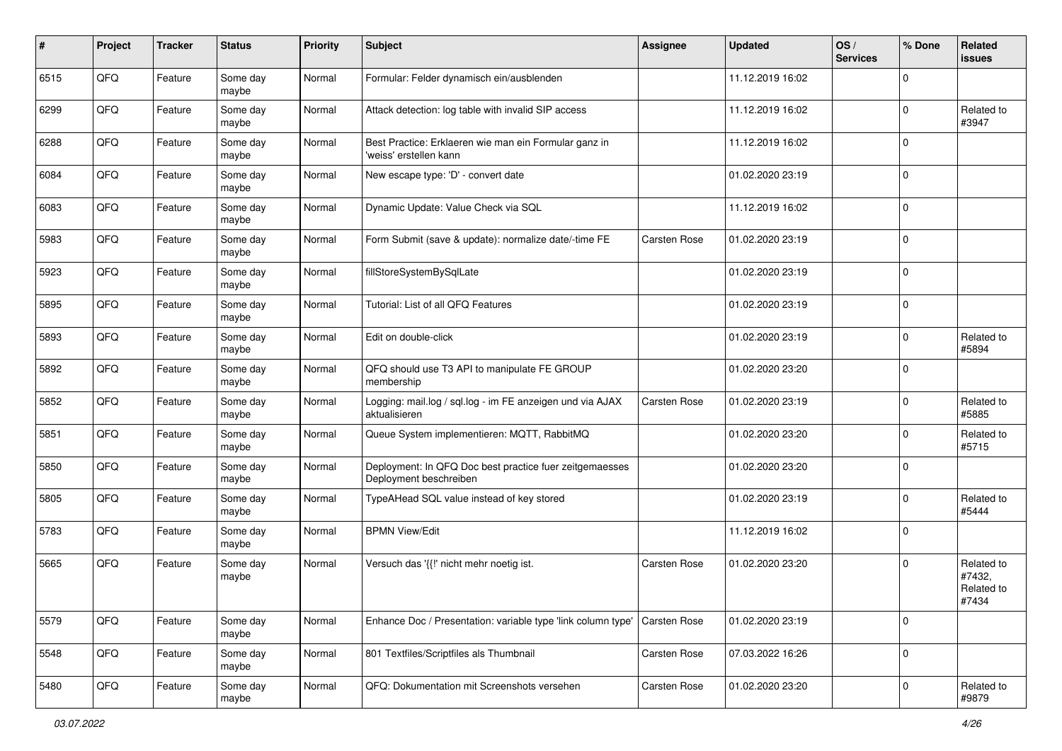| # | Project | Tracker | Status | Priority | Subject | Assignee | Updated | OS / Services | % Done | Related issues |
|---|---|---|---|---|---|---|---|---|---|---|
| 6515 | QFQ | Feature | Some day maybe | Normal | Formular: Felder dynamisch ein/ausblenden | | 11.12.2019 16:02 | | 0 | |
| 6299 | QFQ | Feature | Some day maybe | Normal | Attack detection: log table with invalid SIP access | | 11.12.2019 16:02 | | 0 | Related to #3947 |
| 6288 | QFQ | Feature | Some day maybe | Normal | Best Practice: Erklaeren wie man ein Formular ganz in 'weiss' erstellen kann | | 11.12.2019 16:02 | | 0 | |
| 6084 | QFQ | Feature | Some day maybe | Normal | New escape type: 'D' - convert date | | 01.02.2020 23:19 | | 0 | |
| 6083 | QFQ | Feature | Some day maybe | Normal | Dynamic Update: Value Check via SQL | | 11.12.2019 16:02 | | 0 | |
| 5983 | QFQ | Feature | Some day maybe | Normal | Form Submit (save & update): normalize date/-time FE | Carsten Rose | 01.02.2020 23:19 | | 0 | |
| 5923 | QFQ | Feature | Some day maybe | Normal | fillStoreSystemBySqlLate | | 01.02.2020 23:19 | | 0 | |
| 5895 | QFQ | Feature | Some day maybe | Normal | Tutorial: List of all QFQ Features | | 01.02.2020 23:19 | | 0 | |
| 5893 | QFQ | Feature | Some day maybe | Normal | Edit on double-click | | 01.02.2020 23:19 | | 0 | Related to #5894 |
| 5892 | QFQ | Feature | Some day maybe | Normal | QFQ should use T3 API to manipulate FE GROUP membership | | 01.02.2020 23:20 | | 0 | |
| 5852 | QFQ | Feature | Some day maybe | Normal | Logging: mail.log / sql.log - im FE anzeigen und via AJAX aktualisieren | Carsten Rose | 01.02.2020 23:19 | | 0 | Related to #5885 |
| 5851 | QFQ | Feature | Some day maybe | Normal | Queue System implementieren: MQTT, RabbitMQ | | 01.02.2020 23:20 | | 0 | Related to #5715 |
| 5850 | QFQ | Feature | Some day maybe | Normal | Deployment: In QFQ Doc best practice fuer zeitgemaesses Deployment beschreiben | | 01.02.2020 23:20 | | 0 | |
| 5805 | QFQ | Feature | Some day maybe | Normal | TypeAHead SQL value instead of key stored | | 01.02.2020 23:19 | | 0 | Related to #5444 |
| 5783 | QFQ | Feature | Some day maybe | Normal | BPMN View/Edit | | 11.12.2019 16:02 | | 0 | |
| 5665 | QFQ | Feature | Some day maybe | Normal | Versuch das '{{!' nicht mehr noetig ist. | Carsten Rose | 01.02.2020 23:20 | | 0 | Related to #7432, Related to #7434 |
| 5579 | QFQ | Feature | Some day maybe | Normal | Enhance Doc / Presentation: variable type 'link column type' | Carsten Rose | 01.02.2020 23:19 | | 0 | |
| 5548 | QFQ | Feature | Some day maybe | Normal | 801 Textfiles/Scriptfiles als Thumbnail | Carsten Rose | 07.03.2022 16:26 | | 0 | |
| 5480 | QFQ | Feature | Some day maybe | Normal | QFQ: Dokumentation mit Screenshots versehen | Carsten Rose | 01.02.2020 23:20 | | 0 | Related to #9879 |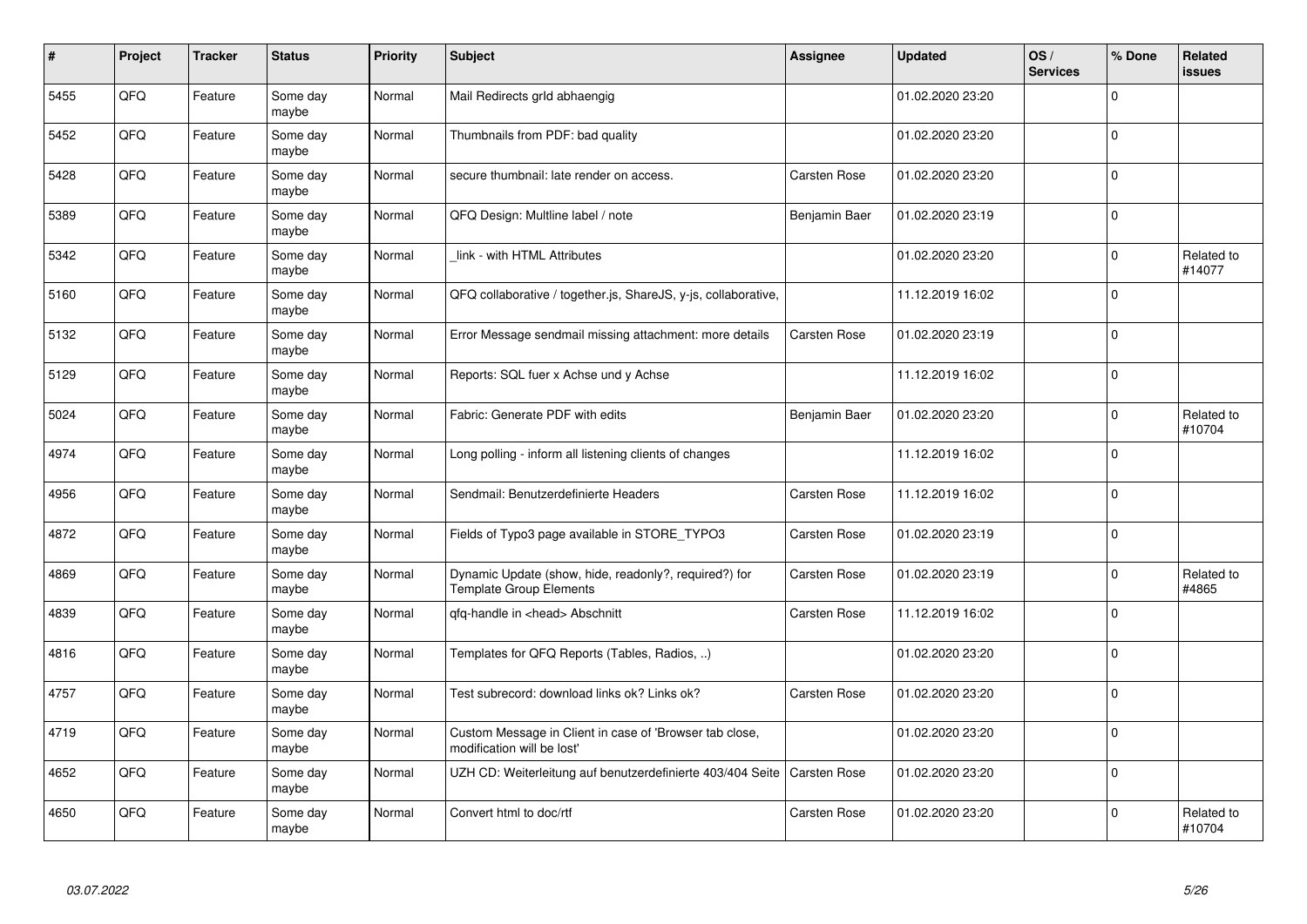| # | Project | Tracker | Status | Priority | Subject | Assignee | Updated | OS / Services | % Done | Related issues |
|---|---|---|---|---|---|---|---|---|---|---|
| 5455 | QFQ | Feature | Some day maybe | Normal | Mail Redirects grId abhaengig | | 01.02.2020 23:20 | | 0 | |
| 5452 | QFQ | Feature | Some day maybe | Normal | Thumbnails from PDF: bad quality | | 01.02.2020 23:20 | | 0 | |
| 5428 | QFQ | Feature | Some day maybe | Normal | secure thumbnail: late render on access. | Carsten Rose | 01.02.2020 23:20 | | 0 | |
| 5389 | QFQ | Feature | Some day maybe | Normal | QFQ Design: Multline label / note | Benjamin Baer | 01.02.2020 23:19 | | 0 | |
| 5342 | QFQ | Feature | Some day maybe | Normal | _link - with HTML Attributes | | 01.02.2020 23:20 | | 0 | Related to #14077 |
| 5160 | QFQ | Feature | Some day maybe | Normal | QFQ collaborative / together.js, ShareJS, y-js, collaborative, | | 11.12.2019 16:02 | | 0 | |
| 5132 | QFQ | Feature | Some day maybe | Normal | Error Message sendmail missing attachment: more details | Carsten Rose | 01.02.2020 23:19 | | 0 | |
| 5129 | QFQ | Feature | Some day maybe | Normal | Reports: SQL fuer x Achse und y Achse | | 11.12.2019 16:02 | | 0 | |
| 5024 | QFQ | Feature | Some day maybe | Normal | Fabric: Generate PDF with edits | Benjamin Baer | 01.02.2020 23:20 | | 0 | Related to #10704 |
| 4974 | QFQ | Feature | Some day maybe | Normal | Long polling - inform all listening clients of changes | | 11.12.2019 16:02 | | 0 | |
| 4956 | QFQ | Feature | Some day maybe | Normal | Sendmail: Benutzerdefinierte Headers | Carsten Rose | 11.12.2019 16:02 | | 0 | |
| 4872 | QFQ | Feature | Some day maybe | Normal | Fields of Typo3 page available in STORE_TYPO3 | Carsten Rose | 01.02.2020 23:19 | | 0 | |
| 4869 | QFQ | Feature | Some day maybe | Normal | Dynamic Update (show, hide, readonly?, required?) for Template Group Elements | Carsten Rose | 01.02.2020 23:19 | | 0 | Related to #4865 |
| 4839 | QFQ | Feature | Some day maybe | Normal | qfq-handle in <head> Abschnitt | Carsten Rose | 11.12.2019 16:02 | | 0 | |
| 4816 | QFQ | Feature | Some day maybe | Normal | Templates for QFQ Reports (Tables, Radios, ..) | | 01.02.2020 23:20 | | 0 | |
| 4757 | QFQ | Feature | Some day maybe | Normal | Test subrecord: download links ok? Links ok? | Carsten Rose | 01.02.2020 23:20 | | 0 | |
| 4719 | QFQ | Feature | Some day maybe | Normal | Custom Message in Client in case of 'Browser tab close, modification will be lost' | | 01.02.2020 23:20 | | 0 | |
| 4652 | QFQ | Feature | Some day maybe | Normal | UZH CD: Weiterleitung auf benutzerdefinierte 403/404 Seite | Carsten Rose | 01.02.2020 23:20 | | 0 | |
| 4650 | QFQ | Feature | Some day maybe | Normal | Convert html to doc/rtf | Carsten Rose | 01.02.2020 23:20 | | 0 | Related to #10704 |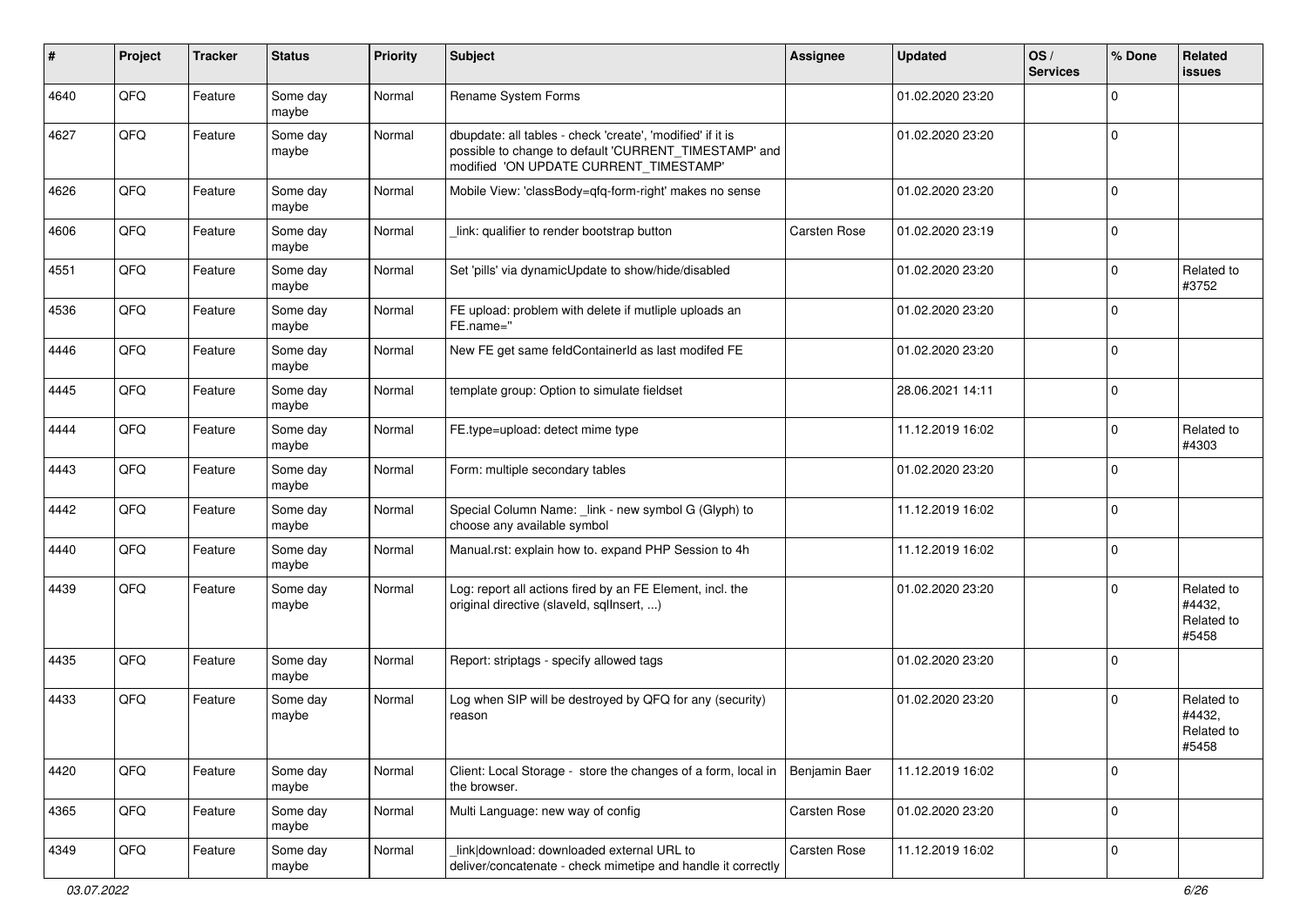| # | Project | Tracker | Status | Priority | Subject | Assignee | Updated | OS / Services | % Done | Related issues |
|---|---|---|---|---|---|---|---|---|---|---|
| 4640 | QFQ | Feature | Some day maybe | Normal | Rename System Forms | | 01.02.2020 23:20 | | 0 | |
| 4627 | QFQ | Feature | Some day maybe | Normal | dbupdate: all tables - check 'create', 'modified' if it is possible to change to default 'CURRENT_TIMESTAMP' and modified 'ON UPDATE CURRENT_TIMESTAMP' | | 01.02.2020 23:20 | | 0 | |
| 4626 | QFQ | Feature | Some day maybe | Normal | Mobile View: 'classBody=qfq-form-right' makes no sense | | 01.02.2020 23:20 | | 0 | |
| 4606 | QFQ | Feature | Some day maybe | Normal | _link: qualifier to render bootstrap button | Carsten Rose | 01.02.2020 23:19 | | 0 | |
| 4551 | QFQ | Feature | Some day maybe | Normal | Set 'pills' via dynamicUpdate to show/hide/disabled | | 01.02.2020 23:20 | | 0 | Related to #3752 |
| 4536 | QFQ | Feature | Some day maybe | Normal | FE upload: problem with delete if mutliple uploads an FE.name='' | | 01.02.2020 23:20 | | 0 | |
| 4446 | QFQ | Feature | Some day maybe | Normal | New FE get same feldContainerId as last modifed FE | | 01.02.2020 23:20 | | 0 | |
| 4445 | QFQ | Feature | Some day maybe | Normal | template group: Option to simulate fieldset | | 28.06.2021 14:11 | | 0 | |
| 4444 | QFQ | Feature | Some day maybe | Normal | FE.type=upload: detect mime type | | 11.12.2019 16:02 | | 0 | Related to #4303 |
| 4443 | QFQ | Feature | Some day maybe | Normal | Form: multiple secondary tables | | 01.02.2020 23:20 | | 0 | |
| 4442 | QFQ | Feature | Some day maybe | Normal | Special Column Name: _link - new symbol G (Glyph) to choose any available symbol | | 11.12.2019 16:02 | | 0 | |
| 4440 | QFQ | Feature | Some day maybe | Normal | Manual.rst: explain how to. expand PHP Session to 4h | | 11.12.2019 16:02 | | 0 | |
| 4439 | QFQ | Feature | Some day maybe | Normal | Log: report all actions fired by an FE Element, incl. the original directive (slaveId, sqlInsert, ...) | | 01.02.2020 23:20 | | 0 | Related to #4432, Related to #5458 |
| 4435 | QFQ | Feature | Some day maybe | Normal | Report: striptags - specify allowed tags | | 01.02.2020 23:20 | | 0 | |
| 4433 | QFQ | Feature | Some day maybe | Normal | Log when SIP will be destroyed by QFQ for any (security) reason | | 01.02.2020 23:20 | | 0 | Related to #4432, Related to #5458 |
| 4420 | QFQ | Feature | Some day maybe | Normal | Client: Local Storage - store the changes of a form, local in the browser. | Benjamin Baer | 11.12.2019 16:02 | | 0 | |
| 4365 | QFQ | Feature | Some day maybe | Normal | Multi Language: new way of config | Carsten Rose | 01.02.2020 23:20 | | 0 | |
| 4349 | QFQ | Feature | Some day maybe | Normal | _link\|download: downloaded external URL to deliver/concatenate - check mimetipe and handle it correctly | Carsten Rose | 11.12.2019 16:02 | | 0 | |

03.07.2022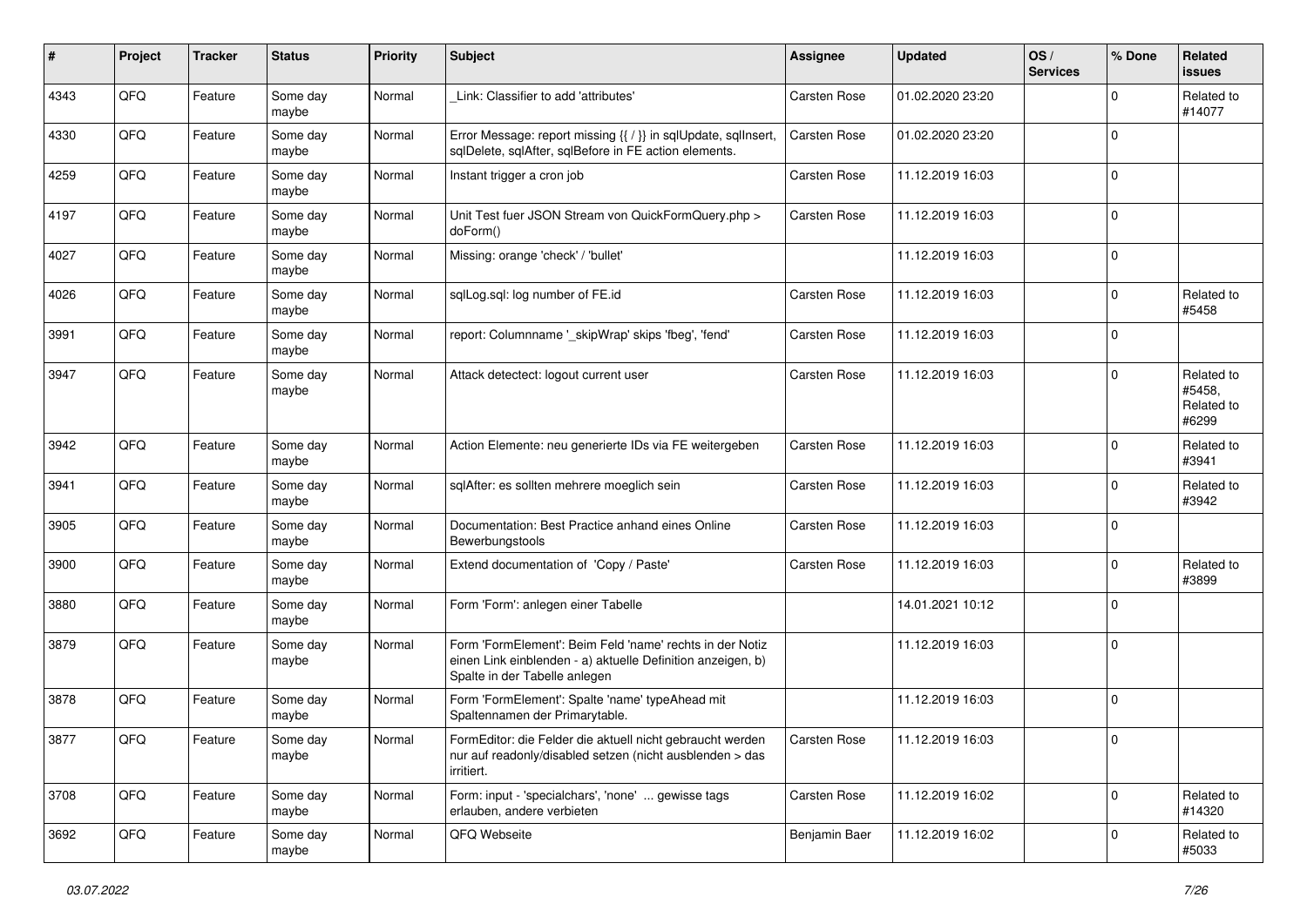| # | Project | Tracker | Status | Priority | Subject | Assignee | Updated | OS / Services | % Done | Related issues |
|---|---|---|---|---|---|---|---|---|---|---|
| 4343 | QFQ | Feature | Some day maybe | Normal | _Link: Classifier to add 'attributes' | Carsten Rose | 01.02.2020 23:20 | | 0 | Related to #14077 |
| 4330 | QFQ | Feature | Some day maybe | Normal | Error Message: report missing {{ / }} in sqlUpdate, sqlInsert, sqlDelete, sqlAfter, sqlBefore in FE action elements. | Carsten Rose | 01.02.2020 23:20 | | 0 | |
| 4259 | QFQ | Feature | Some day maybe | Normal | Instant trigger a cron job | Carsten Rose | 11.12.2019 16:03 | | 0 | |
| 4197 | QFQ | Feature | Some day maybe | Normal | Unit Test fuer JSON Stream von QuickFormQuery.php > doForm() | Carsten Rose | 11.12.2019 16:03 | | 0 | |
| 4027 | QFQ | Feature | Some day maybe | Normal | Missing: orange 'check' / 'bullet' | | 11.12.2019 16:03 | | 0 | |
| 4026 | QFQ | Feature | Some day maybe | Normal | sqlLog.sql: log number of FE.id | Carsten Rose | 11.12.2019 16:03 | | 0 | Related to #5458 |
| 3991 | QFQ | Feature | Some day maybe | Normal | report: Columnname '_skipWrap' skips 'fbeg', 'fend' | Carsten Rose | 11.12.2019 16:03 | | 0 | |
| 3947 | QFQ | Feature | Some day maybe | Normal | Attack detectect: logout current user | Carsten Rose | 11.12.2019 16:03 | | 0 | Related to #5458, Related to #6299 |
| 3942 | QFQ | Feature | Some day maybe | Normal | Action Elemente: neu generierte IDs via FE weitergeben | Carsten Rose | 11.12.2019 16:03 | | 0 | Related to #3941 |
| 3941 | QFQ | Feature | Some day maybe | Normal | sqlAfter: es sollten mehrere moeglich sein | Carsten Rose | 11.12.2019 16:03 | | 0 | Related to #3942 |
| 3905 | QFQ | Feature | Some day maybe | Normal | Documentation: Best Practice anhand eines Online Bewerbungstools | Carsten Rose | 11.12.2019 16:03 | | 0 | |
| 3900 | QFQ | Feature | Some day maybe | Normal | Extend documentation of 'Copy / Paste' | Carsten Rose | 11.12.2019 16:03 | | 0 | Related to #3899 |
| 3880 | QFQ | Feature | Some day maybe | Normal | Form 'Form': anlegen einer Tabelle | | 14.01.2021 10:12 | | 0 | |
| 3879 | QFQ | Feature | Some day maybe | Normal | Form 'FormElement': Beim Feld 'name' rechts in der Notiz einen Link einblenden - a) aktuelle Definition anzeigen, b) Spalte in der Tabelle anlegen | | 11.12.2019 16:03 | | 0 | |
| 3878 | QFQ | Feature | Some day maybe | Normal | Form 'FormElement': Spalte 'name' typeAhead mit Spaltennamen der Primarytable. | | 11.12.2019 16:03 | | 0 | |
| 3877 | QFQ | Feature | Some day maybe | Normal | FormEditor: die Felder die aktuell nicht gebraucht werden nur auf readonly/disabled setzen (nicht ausblenden > das irritiert. | Carsten Rose | 11.12.2019 16:03 | | 0 | |
| 3708 | QFQ | Feature | Some day maybe | Normal | Form: input - 'specialchars', 'none' ... gewisse tags erlauben, andere verbieten | Carsten Rose | 11.12.2019 16:02 | | 0 | Related to #14320 |
| 3692 | QFQ | Feature | Some day maybe | Normal | QFQ Webseite | Benjamin Baer | 11.12.2019 16:02 | | 0 | Related to #5033 |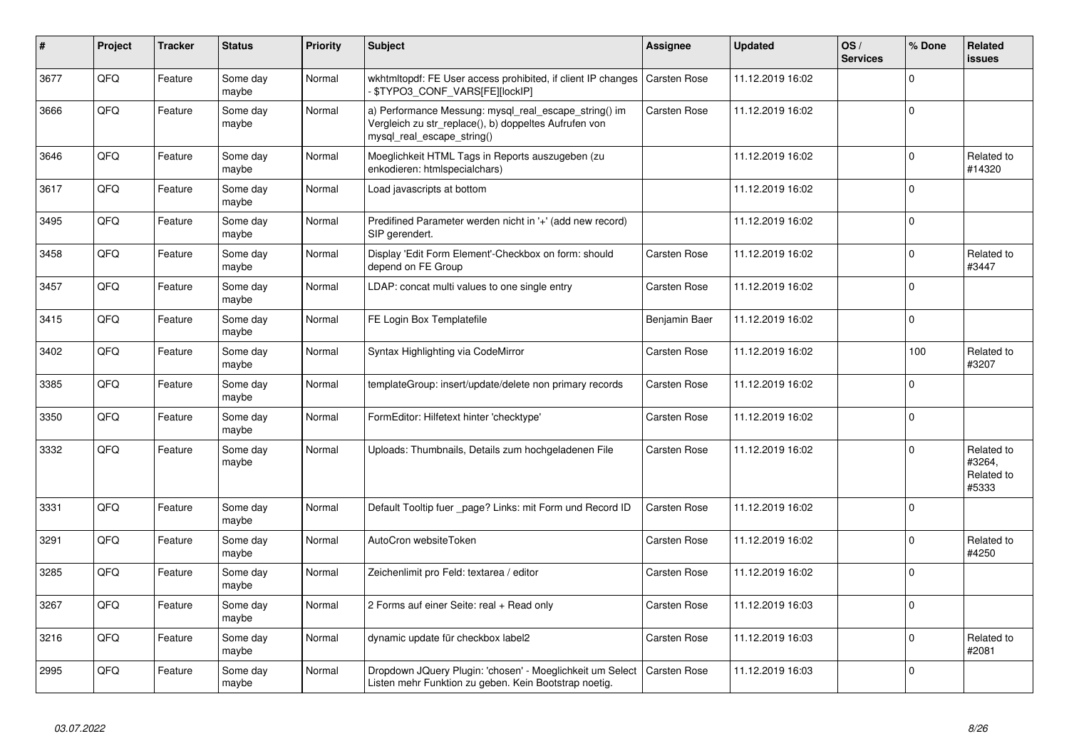| # | Project | Tracker | Status | Priority | Subject | Assignee | Updated | OS / Services | % Done | Related issues |
|---|---|---|---|---|---|---|---|---|---|---|
| 3677 | QFQ | Feature | Some day maybe | Normal | wkhtmltopdf: FE User access prohibited, if client IP changes - $TYPO3_CONF_VARS[FE][lockIP] | Carsten Rose | 11.12.2019 16:02 | | 0 | |
| 3666 | QFQ | Feature | Some day maybe | Normal | a) Performance Messung: mysql_real_escape_string() im Vergleich zu str_replace(), b) doppeltes Aufrufen von mysql_real_escape_string() | Carsten Rose | 11.12.2019 16:02 | | 0 | |
| 3646 | QFQ | Feature | Some day maybe | Normal | Moeglichkeit HTML Tags in Reports auszugeben (zu enkodieren: htmlspecialchars) | | 11.12.2019 16:02 | | 0 | Related to #14320 |
| 3617 | QFQ | Feature | Some day maybe | Normal | Load javascripts at bottom | | 11.12.2019 16:02 | | 0 | |
| 3495 | QFQ | Feature | Some day maybe | Normal | Predifined Parameter werden nicht in '+' (add new record) SIP gerendert. | | 11.12.2019 16:02 | | 0 | |
| 3458 | QFQ | Feature | Some day maybe | Normal | Display 'Edit Form Element'-Checkbox on form: should depend on FE Group | Carsten Rose | 11.12.2019 16:02 | | 0 | Related to #3447 |
| 3457 | QFQ | Feature | Some day maybe | Normal | LDAP: concat multi values to one single entry | Carsten Rose | 11.12.2019 16:02 | | 0 | |
| 3415 | QFQ | Feature | Some day maybe | Normal | FE Login Box Templatefile | Benjamin Baer | 11.12.2019 16:02 | | 0 | |
| 3402 | QFQ | Feature | Some day maybe | Normal | Syntax Highlighting via CodeMirror | Carsten Rose | 11.12.2019 16:02 | | 100 | Related to #3207 |
| 3385 | QFQ | Feature | Some day maybe | Normal | templateGroup: insert/update/delete non primary records | Carsten Rose | 11.12.2019 16:02 | | 0 | |
| 3350 | QFQ | Feature | Some day maybe | Normal | FormEditor: Hilfetext hinter 'checktype' | Carsten Rose | 11.12.2019 16:02 | | 0 | |
| 3332 | QFQ | Feature | Some day maybe | Normal | Uploads: Thumbnails, Details zum hochgeladenen File | Carsten Rose | 11.12.2019 16:02 | | 0 | Related to #3264, Related to #5333 |
| 3331 | QFQ | Feature | Some day maybe | Normal | Default Tooltip fuer _page? Links: mit Form und Record ID | Carsten Rose | 11.12.2019 16:02 | | 0 | |
| 3291 | QFQ | Feature | Some day maybe | Normal | AutoCron websiteToken | Carsten Rose | 11.12.2019 16:02 | | 0 | Related to #4250 |
| 3285 | QFQ | Feature | Some day maybe | Normal | Zeichenlimit pro Feld: textarea / editor | Carsten Rose | 11.12.2019 16:02 | | 0 | |
| 3267 | QFQ | Feature | Some day maybe | Normal | 2 Forms auf einer Seite: real + Read only | Carsten Rose | 11.12.2019 16:03 | | 0 | |
| 3216 | QFQ | Feature | Some day maybe | Normal | dynamic update für checkbox label2 | Carsten Rose | 11.12.2019 16:03 | | 0 | Related to #2081 |
| 2995 | QFQ | Feature | Some day maybe | Normal | Dropdown JQuery Plugin: 'chosen' - Moeglichkeit um Select Listen mehr Funktion zu geben. Kein Bootstrap noetig. | Carsten Rose | 11.12.2019 16:03 | | 0 | |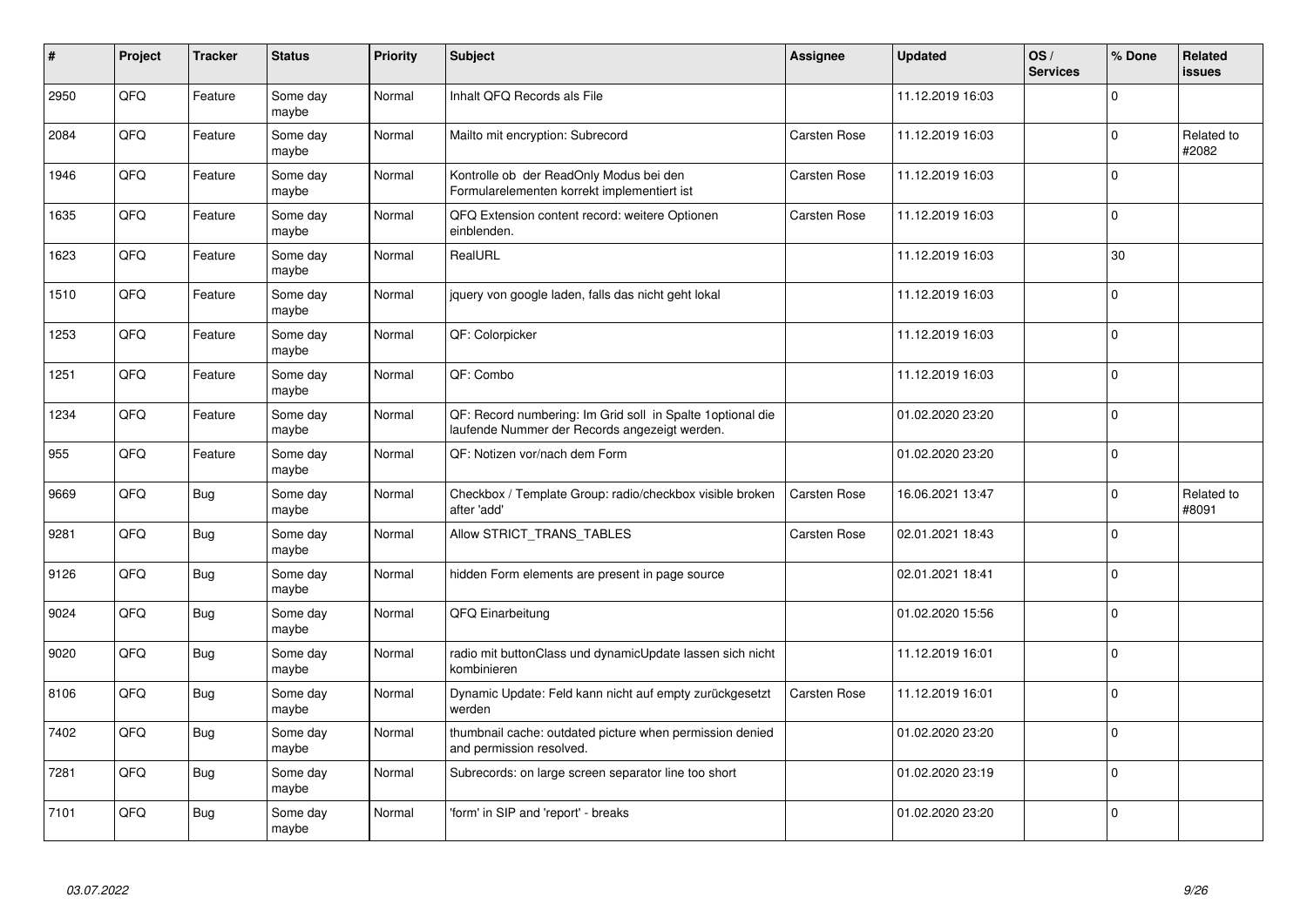| # | Project | Tracker | Status | Priority | Subject | Assignee | Updated | OS / Services | % Done | Related issues |
|---|---|---|---|---|---|---|---|---|---|---|
| 2950 | QFQ | Feature | Some day maybe | Normal | Inhalt QFQ Records als File | | 11.12.2019 16:03 | | 0 | |
| 2084 | QFQ | Feature | Some day maybe | Normal | Mailto mit encryption: Subrecord | Carsten Rose | 11.12.2019 16:03 | | 0 | Related to #2082 |
| 1946 | QFQ | Feature | Some day maybe | Normal | Kontrolle ob der ReadOnly Modus bei den Formularelementen korrekt implementiert ist | Carsten Rose | 11.12.2019 16:03 | | 0 | |
| 1635 | QFQ | Feature | Some day maybe | Normal | QFQ Extension content record: weitere Optionen einblenden. | Carsten Rose | 11.12.2019 16:03 | | 0 | |
| 1623 | QFQ | Feature | Some day maybe | Normal | RealURL | | 11.12.2019 16:03 | | 30 | |
| 1510 | QFQ | Feature | Some day maybe | Normal | jquery von google laden, falls das nicht geht lokal | | 11.12.2019 16:03 | | 0 | |
| 1253 | QFQ | Feature | Some day maybe | Normal | QF: Colorpicker | | 11.12.2019 16:03 | | 0 | |
| 1251 | QFQ | Feature | Some day maybe | Normal | QF: Combo | | 11.12.2019 16:03 | | 0 | |
| 1234 | QFQ | Feature | Some day maybe | Normal | QF: Record numbering: Im Grid soll in Spalte 1optional die laufende Nummer der Records angezeigt werden. | | 01.02.2020 23:20 | | 0 | |
| 955 | QFQ | Feature | Some day maybe | Normal | QF: Notizen vor/nach dem Form | | 01.02.2020 23:20 | | 0 | |
| 9669 | QFQ | Bug | Some day maybe | Normal | Checkbox / Template Group: radio/checkbox visible broken after 'add' | Carsten Rose | 16.06.2021 13:47 | | 0 | Related to #8091 |
| 9281 | QFQ | Bug | Some day maybe | Normal | Allow STRICT_TRANS_TABLES | Carsten Rose | 02.01.2021 18:43 | | 0 | |
| 9126 | QFQ | Bug | Some day maybe | Normal | hidden Form elements are present in page source | | 02.01.2021 18:41 | | 0 | |
| 9024 | QFQ | Bug | Some day maybe | Normal | QFQ Einarbeitung | | 01.02.2020 15:56 | | 0 | |
| 9020 | QFQ | Bug | Some day maybe | Normal | radio mit buttonClass und dynamicUpdate lassen sich nicht kombinieren | | 11.12.2019 16:01 | | 0 | |
| 8106 | QFQ | Bug | Some day maybe | Normal | Dynamic Update: Feld kann nicht auf empty zurückgesetzt werden | Carsten Rose | 11.12.2019 16:01 | | 0 | |
| 7402 | QFQ | Bug | Some day maybe | Normal | thumbnail cache: outdated picture when permission denied and permission resolved. | | 01.02.2020 23:20 | | 0 | |
| 7281 | QFQ | Bug | Some day maybe | Normal | Subrecords: on large screen separator line too short | | 01.02.2020 23:19 | | 0 | |
| 7101 | QFQ | Bug | Some day maybe | Normal | 'form' in SIP and 'report' - breaks | | 01.02.2020 23:20 | | 0 | |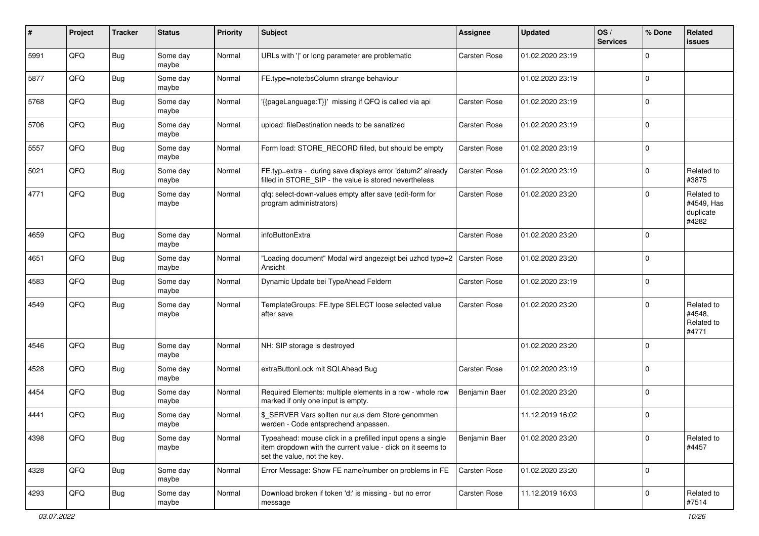| # | Project | Tracker | Status | Priority | Subject | Assignee | Updated | OS / Services | % Done | Related issues |
|---|---|---|---|---|---|---|---|---|---|---|
| 5991 | QFQ | Bug | Some day maybe | Normal | URLs with '\|' or long parameter are problematic | Carsten Rose | 01.02.2020 23:19 | | 0 | |
| 5877 | QFQ | Bug | Some day maybe | Normal | FE.type=note:bsColumn strange behaviour | | 01.02.2020 23:19 | | 0 | |
| 5768 | QFQ | Bug | Some day maybe | Normal | '{{pageLanguage:T}}' missing if QFQ is called via api | Carsten Rose | 01.02.2020 23:19 | | 0 | |
| 5706 | QFQ | Bug | Some day maybe | Normal | upload: fileDestination needs to be sanatized | Carsten Rose | 01.02.2020 23:19 | | 0 | |
| 5557 | QFQ | Bug | Some day maybe | Normal | Form load: STORE_RECORD filled, but should be empty | Carsten Rose | 01.02.2020 23:19 | | 0 | |
| 5021 | QFQ | Bug | Some day maybe | Normal | FE.typ=extra - during save displays error 'datum2' already filled in STORE_SIP - the value is stored nevertheless | Carsten Rose | 01.02.2020 23:19 | | 0 | Related to #3875 |
| 4771 | QFQ | Bug | Some day maybe | Normal | qfq: select-down-values empty after save (edit-form for program administrators) | Carsten Rose | 01.02.2020 23:20 | | 0 | Related to #4549, Has duplicate #4282 |
| 4659 | QFQ | Bug | Some day maybe | Normal | infoButtonExtra | Carsten Rose | 01.02.2020 23:20 | | 0 | |
| 4651 | QFQ | Bug | Some day maybe | Normal | "Loading document" Modal wird angezeigt bei uzhcd type=2 Ansicht | Carsten Rose | 01.02.2020 23:20 | | 0 | |
| 4583 | QFQ | Bug | Some day maybe | Normal | Dynamic Update bei TypeAhead Feldern | Carsten Rose | 01.02.2020 23:19 | | 0 | |
| 4549 | QFQ | Bug | Some day maybe | Normal | TemplateGroups: FE.type SELECT loose selected value after save | Carsten Rose | 01.02.2020 23:20 | | 0 | Related to #4548, Related to #4771 |
| 4546 | QFQ | Bug | Some day maybe | Normal | NH: SIP storage is destroyed | | 01.02.2020 23:20 | | 0 | |
| 4528 | QFQ | Bug | Some day maybe | Normal | extraButtonLock mit SQLAhead Bug | Carsten Rose | 01.02.2020 23:19 | | 0 | |
| 4454 | QFQ | Bug | Some day maybe | Normal | Required Elements: multiple elements in a row - whole row marked if only one input is empty. | Benjamin Baer | 01.02.2020 23:20 | | 0 | |
| 4441 | QFQ | Bug | Some day maybe | Normal | $_SERVER Vars sollten nur aus dem Store genommen werden - Code entsprechend anpassen. | | 11.12.2019 16:02 | | 0 | |
| 4398 | QFQ | Bug | Some day maybe | Normal | Typeahead: mouse click in a prefilled input opens a single item dropdown with the current value - click on it seems to set the value, not the key. | Benjamin Baer | 01.02.2020 23:20 | | 0 | Related to #4457 |
| 4328 | QFQ | Bug | Some day maybe | Normal | Error Message: Show FE name/number on problems in FE | Carsten Rose | 01.02.2020 23:20 | | 0 | |
| 4293 | QFQ | Bug | Some day maybe | Normal | Download broken if token 'd:' is missing - but no error message | Carsten Rose | 11.12.2019 16:03 | | 0 | Related to #7514 |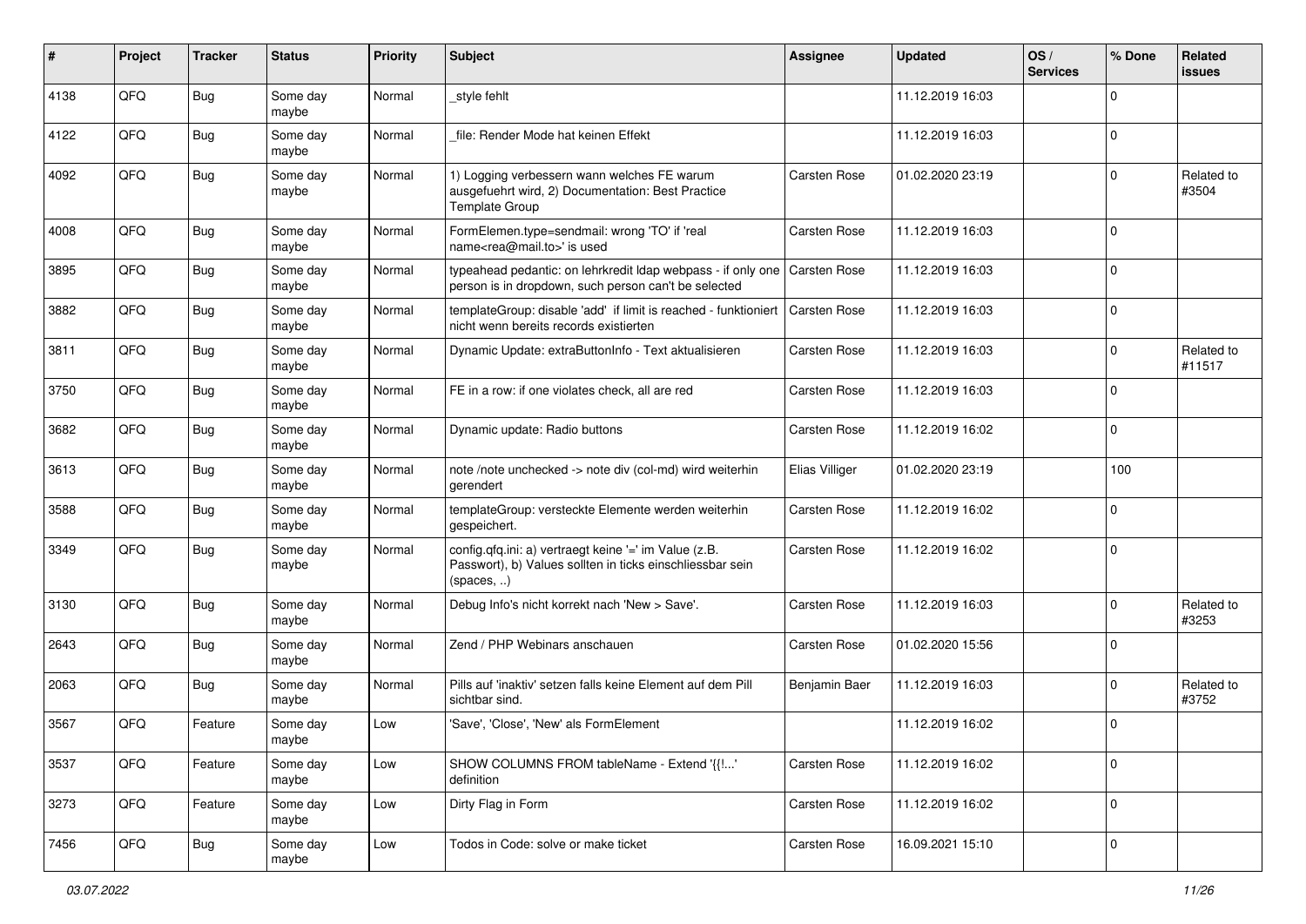| # | Project | Tracker | Status | Priority | Subject | Assignee | Updated | OS / Services | % Done | Related issues |
|---|---|---|---|---|---|---|---|---|---|---|
| 4138 | QFQ | Bug | Some day maybe | Normal | _style fehlt | | 11.12.2019 16:03 | | 0 | |
| 4122 | QFQ | Bug | Some day maybe | Normal | _file: Render Mode hat keinen Effekt | | 11.12.2019 16:03 | | 0 | |
| 4092 | QFQ | Bug | Some day maybe | Normal | 1) Logging verbessern wann welches FE warum ausgefuehrt wird, 2) Documentation: Best Practice Template Group | Carsten Rose | 01.02.2020 23:19 | | 0 | Related to #3504 |
| 4008 | QFQ | Bug | Some day maybe | Normal | FormElemen.type=sendmail: wrong 'TO' if 'real name<rea@mail.to>' is used | Carsten Rose | 11.12.2019 16:03 | | 0 | |
| 3895 | QFQ | Bug | Some day maybe | Normal | typeahead pedantic: on lehrkredit ldap webpass - if only one person is in dropdown, such person can't be selected | Carsten Rose | 11.12.2019 16:03 | | 0 | |
| 3882 | QFQ | Bug | Some day maybe | Normal | templateGroup: disable 'add' if limit is reached - funktioniert nicht wenn bereits records existierten | Carsten Rose | 11.12.2019 16:03 | | 0 | |
| 3811 | QFQ | Bug | Some day maybe | Normal | Dynamic Update: extraButtonInfo - Text aktualisieren | Carsten Rose | 11.12.2019 16:03 | | 0 | Related to #11517 |
| 3750 | QFQ | Bug | Some day maybe | Normal | FE in a row: if one violates check, all are red | Carsten Rose | 11.12.2019 16:03 | | 0 | |
| 3682 | QFQ | Bug | Some day maybe | Normal | Dynamic update: Radio buttons | Carsten Rose | 11.12.2019 16:02 | | 0 | |
| 3613 | QFQ | Bug | Some day maybe | Normal | note /note unchecked -> note div (col-md) wird weiterhin gerendert | Elias Villiger | 01.02.2020 23:19 | | 100 | |
| 3588 | QFQ | Bug | Some day maybe | Normal | templateGroup: versteckte Elemente werden weiterhin gespeichert. | Carsten Rose | 11.12.2019 16:02 | | 0 | |
| 3349 | QFQ | Bug | Some day maybe | Normal | config.qfq.ini: a) vertraegt keine '=' im Value (z.B. Passwort), b) Values sollten in ticks einschliessbar sein (spaces, ..) | Carsten Rose | 11.12.2019 16:02 | | 0 | |
| 3130 | QFQ | Bug | Some day maybe | Normal | Debug Info's nicht korrekt nach 'New > Save'. | Carsten Rose | 11.12.2019 16:03 | | 0 | Related to #3253 |
| 2643 | QFQ | Bug | Some day maybe | Normal | Zend / PHP Webinars anschauen | Carsten Rose | 01.02.2020 15:56 | | 0 | |
| 2063 | QFQ | Bug | Some day maybe | Normal | Pills auf 'inaktiv' setzen falls keine Element auf dem Pill sichtbar sind. | Benjamin Baer | 11.12.2019 16:03 | | 0 | Related to #3752 |
| 3567 | QFQ | Feature | Some day maybe | Low | 'Save', 'Close', 'New' als FormElement | | 11.12.2019 16:02 | | 0 | |
| 3537 | QFQ | Feature | Some day maybe | Low | SHOW COLUMNS FROM tableName - Extend '{{!...' definition | Carsten Rose | 11.12.2019 16:02 | | 0 | |
| 3273 | QFQ | Feature | Some day maybe | Low | Dirty Flag in Form | Carsten Rose | 11.12.2019 16:02 | | 0 | |
| 7456 | QFQ | Bug | Some day maybe | Low | Todos in Code: solve or make ticket | Carsten Rose | 16.09.2021 15:10 | | 0 | |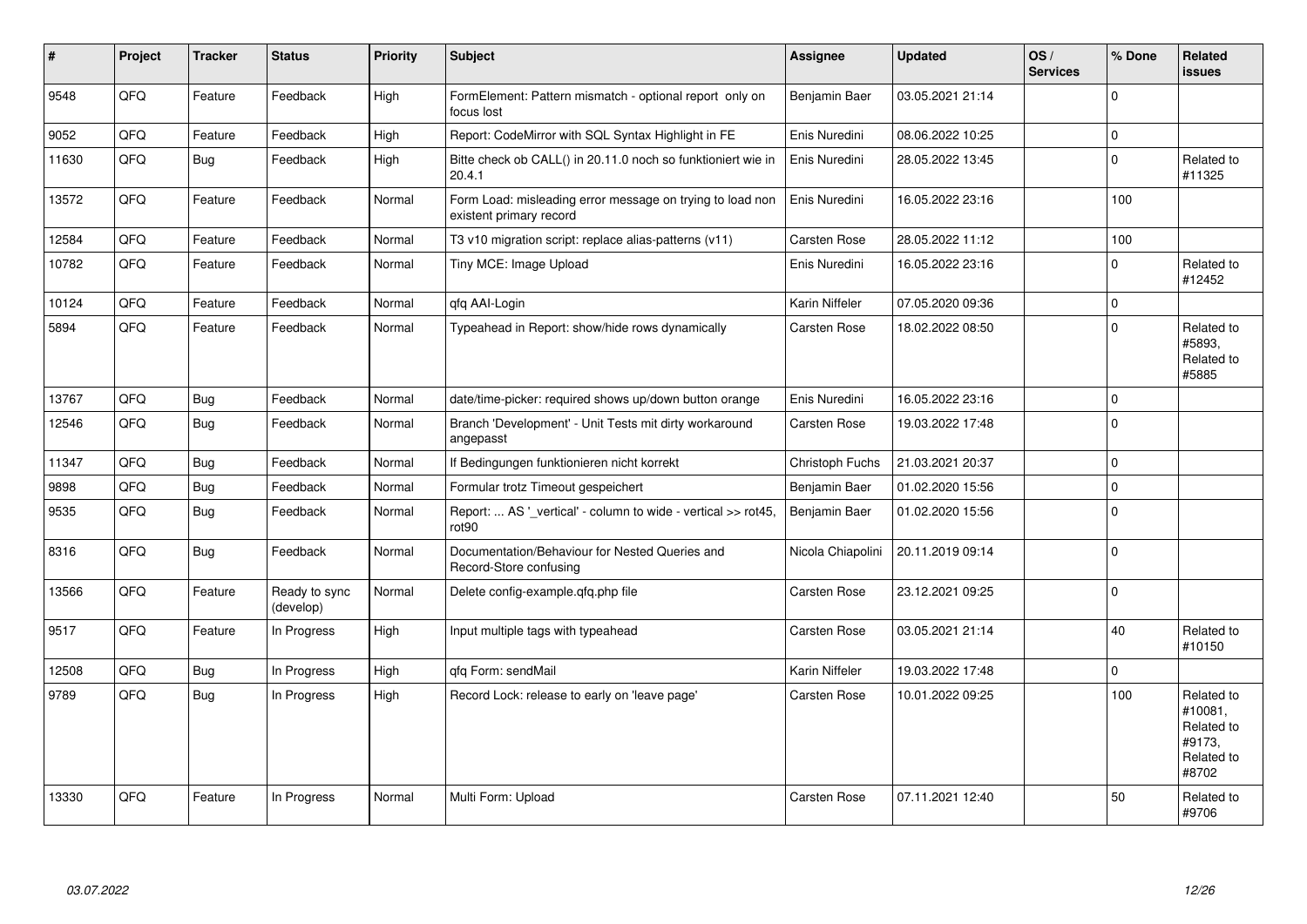| # | Project | Tracker | Status | Priority | Subject | Assignee | Updated | OS / Services | % Done | Related issues |
|---|---|---|---|---|---|---|---|---|---|---|
| 9548 | QFQ | Feature | Feedback | High | FormElement: Pattern mismatch - optional report only on focus lost | Benjamin Baer | 03.05.2021 21:14 | | 0 | |
| 9052 | QFQ | Feature | Feedback | High | Report: CodeMirror with SQL Syntax Highlight in FE | Enis Nuredini | 08.06.2022 10:25 | | 0 | |
| 11630 | QFQ | Bug | Feedback | High | Bitte check ob CALL() in 20.11.0 noch so funktioniert wie in 20.4.1 | Enis Nuredini | 28.05.2022 13:45 | | 0 | Related to #11325 |
| 13572 | QFQ | Feature | Feedback | Normal | Form Load: misleading error message on trying to load non existent primary record | Enis Nuredini | 16.05.2022 23:16 | | 100 | |
| 12584 | QFQ | Feature | Feedback | Normal | T3 v10 migration script: replace alias-patterns (v11) | Carsten Rose | 28.05.2022 11:12 | | 100 | |
| 10782 | QFQ | Feature | Feedback | Normal | Tiny MCE: Image Upload | Enis Nuredini | 16.05.2022 23:16 | | 0 | Related to #12452 |
| 10124 | QFQ | Feature | Feedback | Normal | qfq AAI-Login | Karin Niffeler | 07.05.2020 09:36 | | 0 | |
| 5894 | QFQ | Feature | Feedback | Normal | Typeahead in Report: show/hide rows dynamically | Carsten Rose | 18.02.2022 08:50 | | 0 | Related to #5893, Related to #5885 |
| 13767 | QFQ | Bug | Feedback | Normal | date/time-picker: required shows up/down button orange | Enis Nuredini | 16.05.2022 23:16 | | 0 | |
| 12546 | QFQ | Bug | Feedback | Normal | Branch 'Development' - Unit Tests mit dirty workaround angepasst | Carsten Rose | 19.03.2022 17:48 | | 0 | |
| 11347 | QFQ | Bug | Feedback | Normal | If Bedingungen funktionieren nicht korrekt | Christoph Fuchs | 21.03.2021 20:37 | | 0 | |
| 9898 | QFQ | Bug | Feedback | Normal | Formular trotz Timeout gespeichert | Benjamin Baer | 01.02.2020 15:56 | | 0 | |
| 9535 | QFQ | Bug | Feedback | Normal | Report: ... AS '_vertical' - column to wide - vertical >> rot45, rot90 | Benjamin Baer | 01.02.2020 15:56 | | 0 | |
| 8316 | QFQ | Bug | Feedback | Normal | Documentation/Behaviour for Nested Queries and Record-Store confusing | Nicola Chiapolini | 20.11.2019 09:14 | | 0 | |
| 13566 | QFQ | Feature | Ready to sync (develop) | Normal | Delete config-example.qfq.php file | Carsten Rose | 23.12.2021 09:25 | | 0 | |
| 9517 | QFQ | Feature | In Progress | High | Input multiple tags with typeahead | Carsten Rose | 03.05.2021 21:14 | | 40 | Related to #10150 |
| 12508 | QFQ | Bug | In Progress | High | qfq Form: sendMail | Karin Niffeler | 19.03.2022 17:48 | | 0 | |
| 9789 | QFQ | Bug | In Progress | High | Record Lock: release to early on 'leave page' | Carsten Rose | 10.01.2022 09:25 | | 100 | Related to #10081, Related to #9173, Related to #8702 |
| 13330 | QFQ | Feature | In Progress | Normal | Multi Form: Upload | Carsten Rose | 07.11.2021 12:40 | | 50 | Related to #9706 |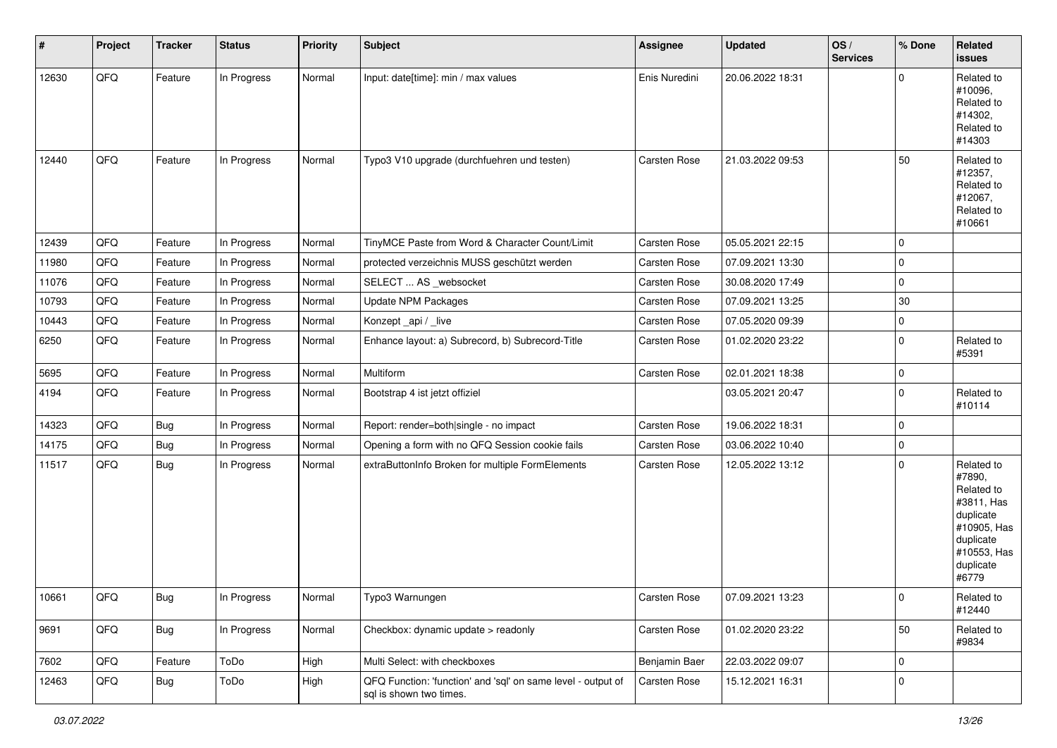| # | Project | Tracker | Status | Priority | Subject | Assignee | Updated | OS / Services | % Done | Related issues |
|---|---|---|---|---|---|---|---|---|---|---|
| 12630 | QFQ | Feature | In Progress | Normal | Input: date[time]: min / max values | Enis Nuredini | 20.06.2022 18:31 | | 0 | Related to #10096, Related to #14302, Related to #14303 |
| 12440 | QFQ | Feature | In Progress | Normal | Typo3 V10 upgrade (durchfuehren und testen) | Carsten Rose | 21.03.2022 09:53 | | 50 | Related to #12357, Related to #12067, Related to #10661 |
| 12439 | QFQ | Feature | In Progress | Normal | TinyMCE Paste from Word & Character Count/Limit | Carsten Rose | 05.05.2021 22:15 | | 0 | |
| 11980 | QFQ | Feature | In Progress | Normal | protected verzeichnis MUSS geschützt werden | Carsten Rose | 07.09.2021 13:30 | | 0 | |
| 11076 | QFQ | Feature | In Progress | Normal | SELECT ... AS _websocket | Carsten Rose | 30.08.2020 17:49 | | 0 | |
| 10793 | QFQ | Feature | In Progress | Normal | Update NPM Packages | Carsten Rose | 07.09.2021 13:25 | | 30 | |
| 10443 | QFQ | Feature | In Progress | Normal | Konzept _api / _live | Carsten Rose | 07.05.2020 09:39 | | 0 | |
| 6250 | QFQ | Feature | In Progress | Normal | Enhance layout: a) Subrecord, b) Subrecord-Title | Carsten Rose | 01.02.2020 23:22 | | 0 | Related to #5391 |
| 5695 | QFQ | Feature | In Progress | Normal | Multiform | Carsten Rose | 02.01.2021 18:38 | | 0 | |
| 4194 | QFQ | Feature | In Progress | Normal | Bootstrap 4 ist jetzt offiziel | | 03.05.2021 20:47 | | 0 | Related to #10114 |
| 14323 | QFQ | Bug | In Progress | Normal | Report: render=both\|single - no impact | Carsten Rose | 19.06.2022 18:31 | | 0 | |
| 14175 | QFQ | Bug | In Progress | Normal | Opening a form with no QFQ Session cookie fails | Carsten Rose | 03.06.2022 10:40 | | 0 | |
| 11517 | QFQ | Bug | In Progress | Normal | extraButtonInfo Broken for multiple FormElements | Carsten Rose | 12.05.2022 13:12 | | 0 | Related to #7890, Related to #3811, Has duplicate #10905, Has duplicate #10553, Has duplicate #6779 |
| 10661 | QFQ | Bug | In Progress | Normal | Typo3 Warnungen | Carsten Rose | 07.09.2021 13:23 | | 0 | Related to #12440 |
| 9691 | QFQ | Bug | In Progress | Normal | Checkbox: dynamic update > readonly | Carsten Rose | 01.02.2020 23:22 | | 50 | Related to #9834 |
| 7602 | QFQ | Feature | ToDo | High | Multi Select: with checkboxes | Benjamin Baer | 22.03.2022 09:07 | | 0 | |
| 12463 | QFQ | Bug | ToDo | High | QFQ Function: 'function' and 'sql' on same level - output of sql is shown two times. | Carsten Rose | 15.12.2021 16:31 | | 0 | |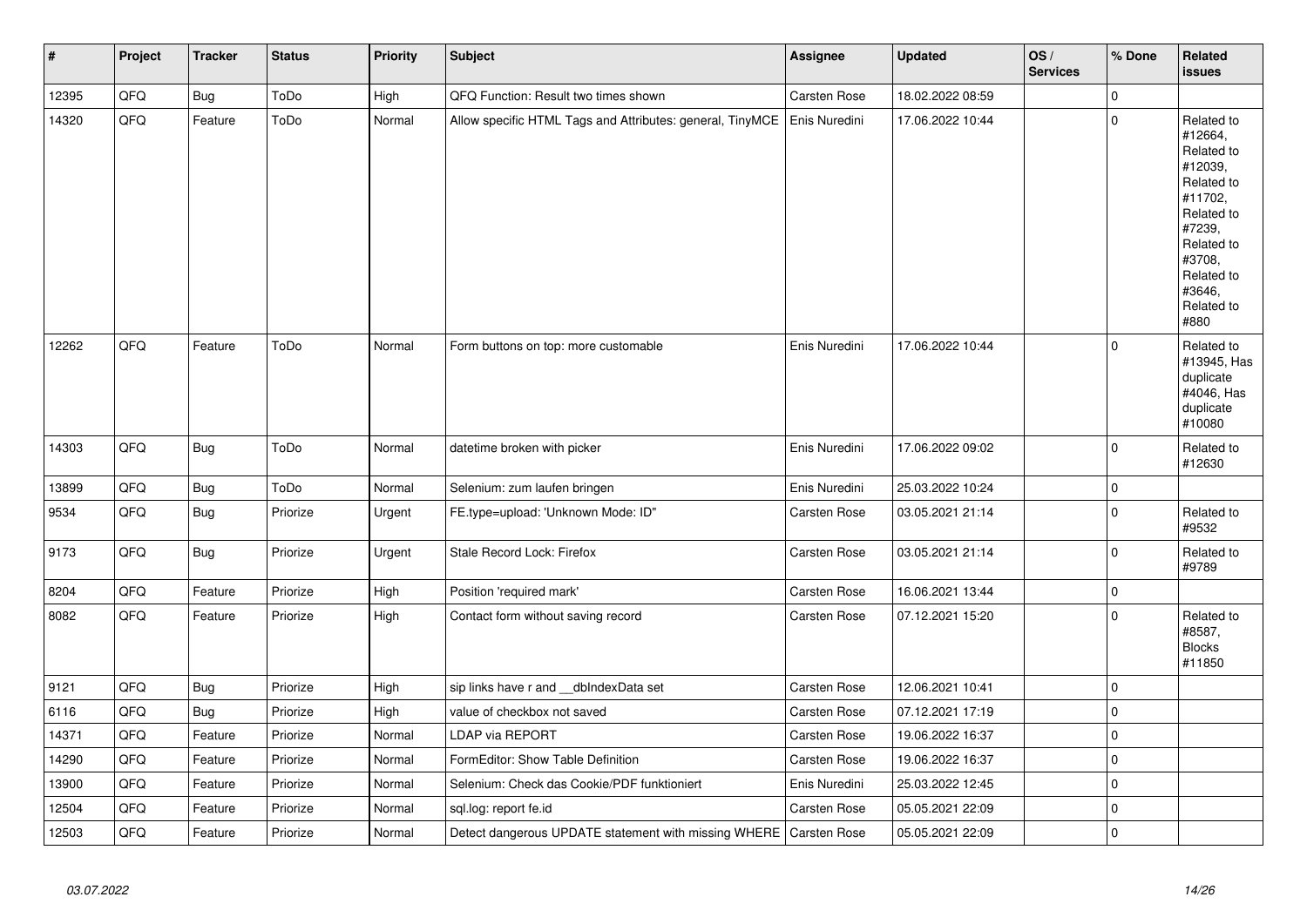| # | Project | Tracker | Status | Priority | Subject | Assignee | Updated | OS / Services | % Done | Related issues |
|---|---|---|---|---|---|---|---|---|---|---|
| 12395 | QFQ | Bug | ToDo | High | QFQ Function: Result two times shown | Carsten Rose | 18.02.2022 08:59 | | 0 | |
| 14320 | QFQ | Feature | ToDo | Normal | Allow specific HTML Tags and Attributes: general, TinyMCE | Enis Nuredini | 17.06.2022 10:44 | | 0 | Related to #12664, Related to #12039, Related to #11702, Related to #7239, Related to #3708, Related to #3646, Related to #880 |
| 12262 | QFQ | Feature | ToDo | Normal | Form buttons on top: more customable | Enis Nuredini | 17.06.2022 10:44 | | 0 | Related to #13945, Has duplicate #4046, Has duplicate #10080 |
| 14303 | QFQ | Bug | ToDo | Normal | datetime broken with picker | Enis Nuredini | 17.06.2022 09:02 | | 0 | Related to #12630 |
| 13899 | QFQ | Bug | ToDo | Normal | Selenium: zum laufen bringen | Enis Nuredini | 25.03.2022 10:24 | | 0 | |
| 9534 | QFQ | Bug | Priorize | Urgent | FE.type=upload: 'Unknown Mode: ID" | Carsten Rose | 03.05.2021 21:14 | | 0 | Related to #9532 |
| 9173 | QFQ | Bug | Priorize | Urgent | Stale Record Lock: Firefox | Carsten Rose | 03.05.2021 21:14 | | 0 | Related to #9789 |
| 8204 | QFQ | Feature | Priorize | High | Position 'required mark' | Carsten Rose | 16.06.2021 13:44 | | 0 | |
| 8082 | QFQ | Feature | Priorize | High | Contact form without saving record | Carsten Rose | 07.12.2021 15:20 | | 0 | Related to #8587, Blocks #11850 |
| 9121 | QFQ | Bug | Priorize | High | sip links have r and __dbIndexData set | Carsten Rose | 12.06.2021 10:41 | | 0 | |
| 6116 | QFQ | Bug | Priorize | High | value of checkbox not saved | Carsten Rose | 07.12.2021 17:19 | | 0 | |
| 14371 | QFQ | Feature | Priorize | Normal | LDAP via REPORT | Carsten Rose | 19.06.2022 16:37 | | 0 | |
| 14290 | QFQ | Feature | Priorize | Normal | FormEditor: Show Table Definition | Carsten Rose | 19.06.2022 16:37 | | 0 | |
| 13900 | QFQ | Feature | Priorize | Normal | Selenium: Check das Cookie/PDF funktioniert | Enis Nuredini | 25.03.2022 12:45 | | 0 | |
| 12504 | QFQ | Feature | Priorize | Normal | sql.log: report fe.id | Carsten Rose | 05.05.2021 22:09 | | 0 | |
| 12503 | QFQ | Feature | Priorize | Normal | Detect dangerous UPDATE statement with missing WHERE | Carsten Rose | 05.05.2021 22:09 | | 0 | |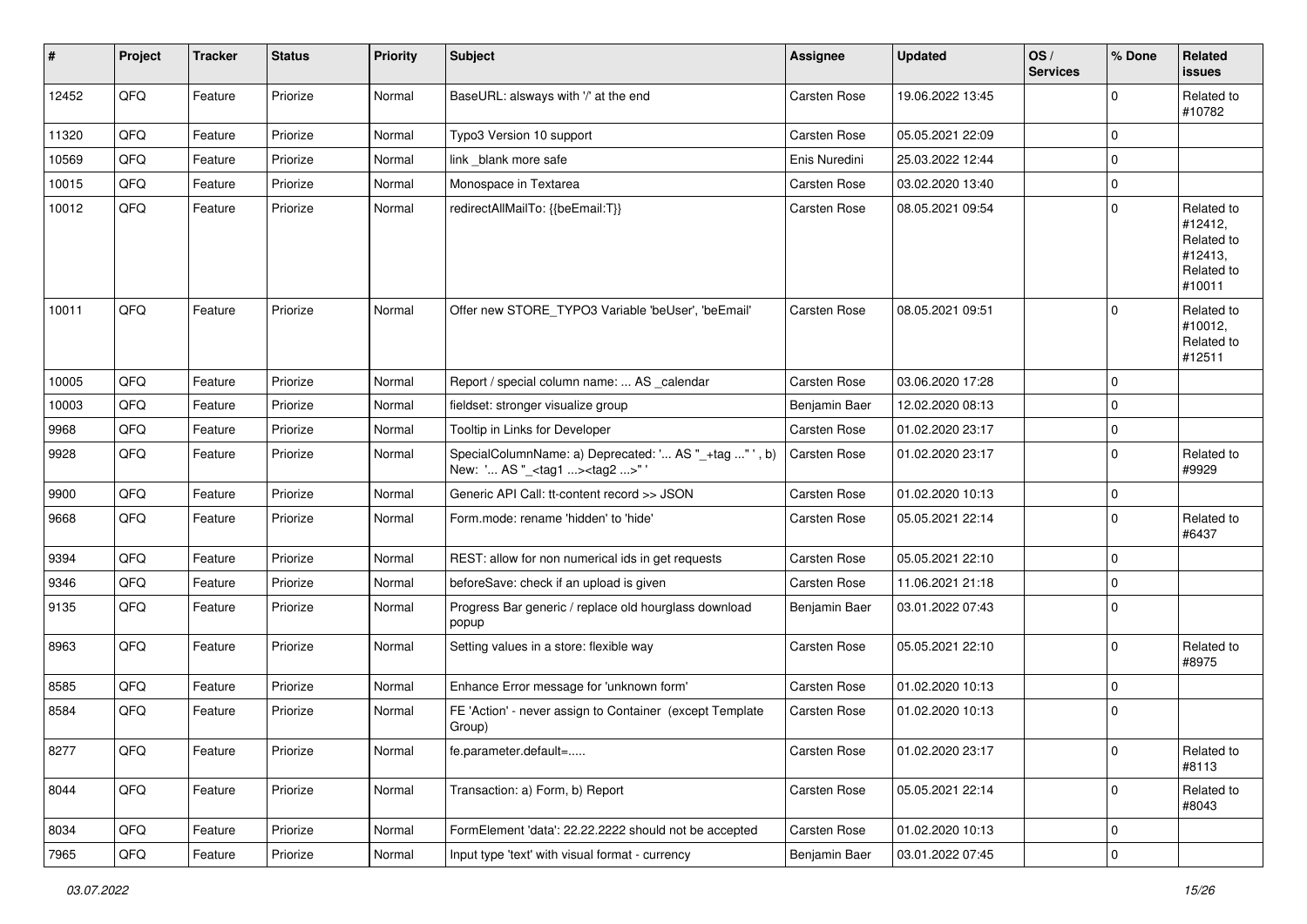| # | Project | Tracker | Status | Priority | Subject | Assignee | Updated | OS / Services | % Done | Related issues |
|---|---|---|---|---|---|---|---|---|---|---|
| 12452 | QFQ | Feature | Priorize | Normal | BaseURL: alsways with '/' at the end | Carsten Rose | 19.06.2022 13:45 | | 0 | Related to #10782 |
| 11320 | QFQ | Feature | Priorize | Normal | Typo3 Version 10 support | Carsten Rose | 05.05.2021 22:09 | | 0 | |
| 10569 | QFQ | Feature | Priorize | Normal | link _blank more safe | Enis Nuredini | 25.03.2022 12:44 | | 0 | |
| 10015 | QFQ | Feature | Priorize | Normal | Monospace in Textarea | Carsten Rose | 03.02.2020 13:40 | | 0 | |
| 10012 | QFQ | Feature | Priorize | Normal | redirectAllMailTo: {{beEmail:T}} | Carsten Rose | 08.05.2021 09:54 | | 0 | Related to #12412, Related to #12413, Related to #10011 |
| 10011 | QFQ | Feature | Priorize | Normal | Offer new STORE_TYPO3 Variable 'beUser', 'beEmail' | Carsten Rose | 08.05.2021 09:51 | | 0 | Related to #10012, Related to #12511 |
| 10005 | QFQ | Feature | Priorize | Normal | Report / special column name: ... AS _calendar | Carsten Rose | 03.06.2020 17:28 | | 0 | |
| 10003 | QFQ | Feature | Priorize | Normal | fieldset: stronger visualize group | Benjamin Baer | 12.02.2020 08:13 | | 0 | |
| 9968 | QFQ | Feature | Priorize | Normal | Tooltip in Links for Developer | Carsten Rose | 01.02.2020 23:17 | | 0 | |
| 9928 | QFQ | Feature | Priorize | Normal | SpecialColumnName: a) Deprecated: '... AS "_+tag ..." ', b) New: '... AS "_<tag1 ...><tag2 ...>" ' | Carsten Rose | 01.02.2020 23:17 | | 0 | Related to #9929 |
| 9900 | QFQ | Feature | Priorize | Normal | Generic API Call: tt-content record >> JSON | Carsten Rose | 01.02.2020 10:13 | | 0 | |
| 9668 | QFQ | Feature | Priorize | Normal | Form.mode: rename 'hidden' to 'hide' | Carsten Rose | 05.05.2021 22:14 | | 0 | Related to #6437 |
| 9394 | QFQ | Feature | Priorize | Normal | REST: allow for non numerical ids in get requests | Carsten Rose | 05.05.2021 22:10 | | 0 | |
| 9346 | QFQ | Feature | Priorize | Normal | beforeSave: check if an upload is given | Carsten Rose | 11.06.2021 21:18 | | 0 | |
| 9135 | QFQ | Feature | Priorize | Normal | Progress Bar generic / replace old hourglass download popup | Benjamin Baer | 03.01.2022 07:43 | | 0 | |
| 8963 | QFQ | Feature | Priorize | Normal | Setting values in a store: flexible way | Carsten Rose | 05.05.2021 22:10 | | 0 | Related to #8975 |
| 8585 | QFQ | Feature | Priorize | Normal | Enhance Error message for 'unknown form' | Carsten Rose | 01.02.2020 10:13 | | 0 | |
| 8584 | QFQ | Feature | Priorize | Normal | FE 'Action' - never assign to Container (except Template Group) | Carsten Rose | 01.02.2020 10:13 | | 0 | |
| 8277 | QFQ | Feature | Priorize | Normal | fe.parameter.default=..... | Carsten Rose | 01.02.2020 23:17 | | 0 | Related to #8113 |
| 8044 | QFQ | Feature | Priorize | Normal | Transaction: a) Form, b) Report | Carsten Rose | 05.05.2021 22:14 | | 0 | Related to #8043 |
| 8034 | QFQ | Feature | Priorize | Normal | FormElement 'data': 22.22.2222 should not be accepted | Carsten Rose | 01.02.2020 10:13 | | 0 | |
| 7965 | QFQ | Feature | Priorize | Normal | Input type 'text' with visual format - currency | Benjamin Baer | 03.01.2022 07:45 | | 0 | |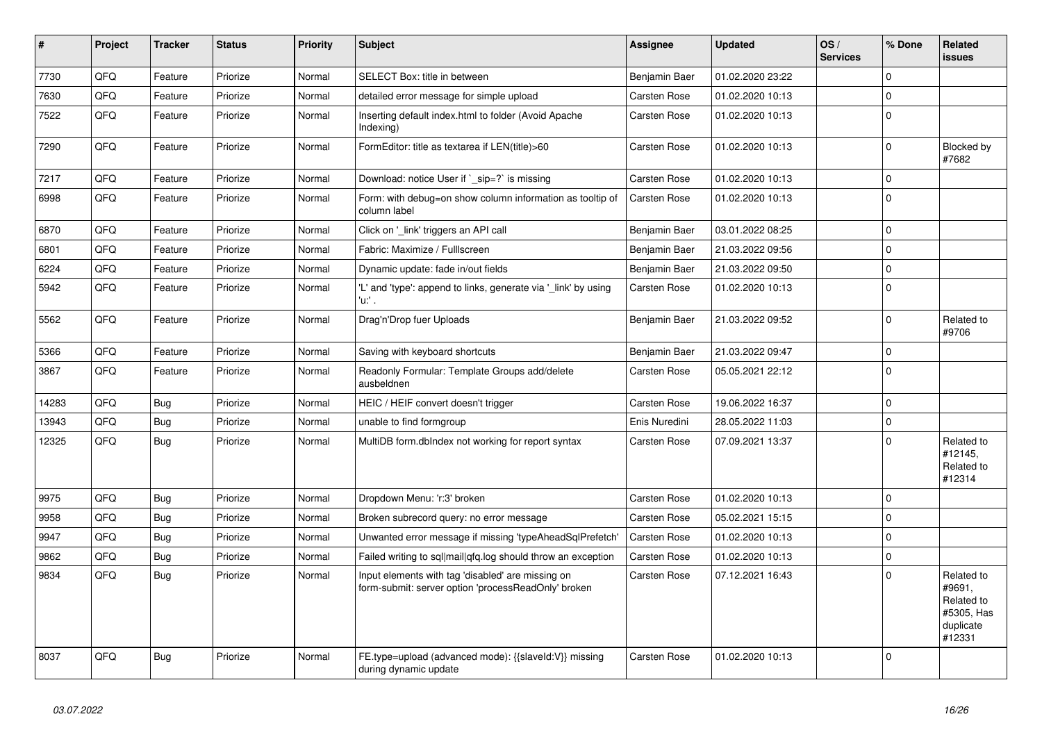| # | Project | Tracker | Status | Priority | Subject | Assignee | Updated | OS / Services | % Done | Related issues |
|---|---|---|---|---|---|---|---|---|---|---|
| 7730 | QFQ | Feature | Priorize | Normal | SELECT Box: title in between | Benjamin Baer | 01.02.2020 23:22 | | 0 | |
| 7630 | QFQ | Feature | Priorize | Normal | detailed error message for simple upload | Carsten Rose | 01.02.2020 10:13 | | 0 | |
| 7522 | QFQ | Feature | Priorize | Normal | Inserting default index.html to folder (Avoid Apache Indexing) | Carsten Rose | 01.02.2020 10:13 | | 0 | |
| 7290 | QFQ | Feature | Priorize | Normal | FormEditor: title as textarea if LEN(title)>60 | Carsten Rose | 01.02.2020 10:13 | | 0 | Blocked by #7682 |
| 7217 | QFQ | Feature | Priorize | Normal | Download: notice User if `_sip=?` is missing | Carsten Rose | 01.02.2020 10:13 | | 0 | |
| 6998 | QFQ | Feature | Priorize | Normal | Form: with debug=on show column information as tooltip of column label | Carsten Rose | 01.02.2020 10:13 | | 0 | |
| 6870 | QFQ | Feature | Priorize | Normal | Click on '_link' triggers an API call | Benjamin Baer | 03.01.2022 08:25 | | 0 | |
| 6801 | QFQ | Feature | Priorize | Normal | Fabric: Maximize / Fulllscreen | Benjamin Baer | 21.03.2022 09:56 | | 0 | |
| 6224 | QFQ | Feature | Priorize | Normal | Dynamic update: fade in/out fields | Benjamin Baer | 21.03.2022 09:50 | | 0 | |
| 5942 | QFQ | Feature | Priorize | Normal | 'L' and 'type': append to links, generate via '_link' by using 'u:' . | Carsten Rose | 01.02.2020 10:13 | | 0 | |
| 5562 | QFQ | Feature | Priorize | Normal | Drag'n'Drop fuer Uploads | Benjamin Baer | 21.03.2022 09:52 | | 0 | Related to #9706 |
| 5366 | QFQ | Feature | Priorize | Normal | Saving with keyboard shortcuts | Benjamin Baer | 21.03.2022 09:47 | | 0 | |
| 3867 | QFQ | Feature | Priorize | Normal | Readonly Formular: Template Groups add/delete ausbeldnen | Carsten Rose | 05.05.2021 22:12 | | 0 | |
| 14283 | QFQ | Bug | Priorize | Normal | HEIC / HEIF convert doesn't trigger | Carsten Rose | 19.06.2022 16:37 | | 0 | |
| 13943 | QFQ | Bug | Priorize | Normal | unable to find formgroup | Enis Nuredini | 28.05.2022 11:03 | | 0 | |
| 12325 | QFQ | Bug | Priorize | Normal | MultiDB form.dbIndex not working for report syntax | Carsten Rose | 07.09.2021 13:37 | | 0 | Related to #12145, Related to #12314 |
| 9975 | QFQ | Bug | Priorize | Normal | Dropdown Menu: 'r:3' broken | Carsten Rose | 01.02.2020 10:13 | | 0 | |
| 9958 | QFQ | Bug | Priorize | Normal | Broken subrecord query: no error message | Carsten Rose | 05.02.2021 15:15 | | 0 | |
| 9947 | QFQ | Bug | Priorize | Normal | Unwanted error message if missing 'typeAheadSqlPrefetch' | Carsten Rose | 01.02.2020 10:13 | | 0 | |
| 9862 | QFQ | Bug | Priorize | Normal | Failed writing to sql\|mail\|qfq.log should throw an exception | Carsten Rose | 01.02.2020 10:13 | | 0 | |
| 9834 | QFQ | Bug | Priorize | Normal | Input elements with tag 'disabled' are missing on form-submit: server option 'processReadOnly' broken | Carsten Rose | 07.12.2021 16:43 | | 0 | Related to #9691, Related to #5305, Has duplicate #12331 |
| 8037 | QFQ | Bug | Priorize | Normal | FE.type=upload (advanced mode): {{slaveId:V}} missing during dynamic update | Carsten Rose | 01.02.2020 10:13 | | 0 | |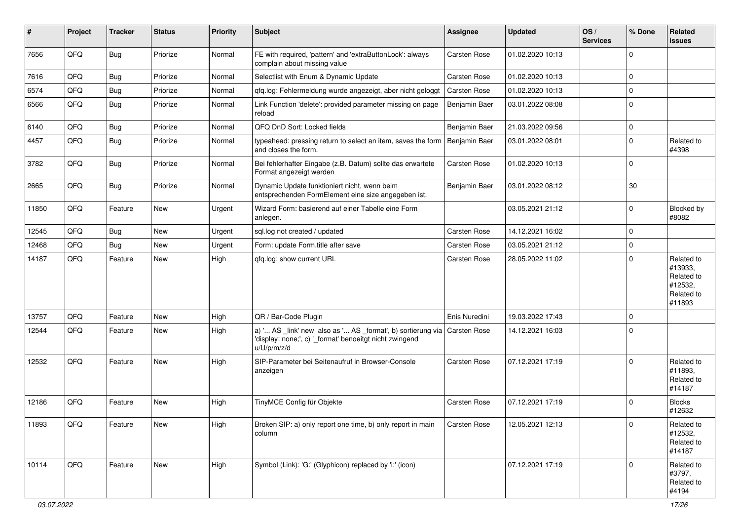| # | Project | Tracker | Status | Priority | Subject | Assignee | Updated | OS / Services | % Done | Related issues |
|---|---|---|---|---|---|---|---|---|---|---|
| 7656 | QFQ | Bug | Priorize | Normal | FE with required, 'pattern' and 'extraButtonLock': always complain about missing value | Carsten Rose | 01.02.2020 10:13 | | 0 | |
| 7616 | QFQ | Bug | Priorize | Normal | Selectlist with Enum & Dynamic Update | Carsten Rose | 01.02.2020 10:13 | | 0 | |
| 6574 | QFQ | Bug | Priorize | Normal | qfq.log: Fehlermeldung wurde angezeigt, aber nicht geloggt | Carsten Rose | 01.02.2020 10:13 | | 0 | |
| 6566 | QFQ | Bug | Priorize | Normal | Link Function 'delete': provided parameter missing on page reload | Benjamin Baer | 03.01.2022 08:08 | | 0 | |
| 6140 | QFQ | Bug | Priorize | Normal | QFQ DnD Sort: Locked fields | Benjamin Baer | 21.03.2022 09:56 | | 0 | |
| 4457 | QFQ | Bug | Priorize | Normal | typeahead: pressing return to select an item, saves the form and closes the form. | Benjamin Baer | 03.01.2022 08:01 | | 0 | Related to #4398 |
| 3782 | QFQ | Bug | Priorize | Normal | Bei fehlerhafter Eingabe (z.B. Datum) sollte das erwartete Format angezeigt werden | Carsten Rose | 01.02.2020 10:13 | | 0 | |
| 2665 | QFQ | Bug | Priorize | Normal | Dynamic Update funktioniert nicht, wenn beim entsprechenden FormElement eine size angegeben ist. | Benjamin Baer | 03.01.2022 08:12 | | 30 | |
| 11850 | QFQ | Feature | New | Urgent | Wizard Form: basierend auf einer Tabelle eine Form anlegen. | | 03.05.2021 21:12 | | 0 | Blocked by #8082 |
| 12545 | QFQ | Bug | New | Urgent | sql.log not created / updated | Carsten Rose | 14.12.2021 16:02 | | 0 | |
| 12468 | QFQ | Bug | New | Urgent | Form: update Form.title after save | Carsten Rose | 03.05.2021 21:12 | | 0 | |
| 14187 | QFQ | Feature | New | High | qfq.log: show current URL | Carsten Rose | 28.05.2022 11:02 | | 0 | Related to #13933, Related to #12532, Related to #11893 |
| 13757 | QFQ | Feature | New | High | QR / Bar-Code Plugin | Enis Nuredini | 19.03.2022 17:43 | | 0 | |
| 12544 | QFQ | Feature | New | High | a) '... AS _link' new also as '... AS _format', b) sortierung via 'display: none;', c) '_format' benoeitgt nicht zwingend u/U/p/m/z/d | Carsten Rose | 14.12.2021 16:03 | | 0 | |
| 12532 | QFQ | Feature | New | High | SIP-Parameter bei Seitenaufruf in Browser-Console anzeigen | Carsten Rose | 07.12.2021 17:19 | | 0 | Related to #11893, Related to #14187 |
| 12186 | QFQ | Feature | New | High | TinyMCE Config für Objekte | Carsten Rose | 07.12.2021 17:19 | | 0 | Blocks #12632 |
| 11893 | QFQ | Feature | New | High | Broken SIP: a) only report one time, b) only report in main column | Carsten Rose | 12.05.2021 12:13 | | 0 | Related to #12532, Related to #14187 |
| 10114 | QFQ | Feature | New | High | Symbol (Link): 'G:' (Glyphicon) replaced by 'i:' (icon) | | 07.12.2021 17:19 | | 0 | Related to #3797, Related to #4194 |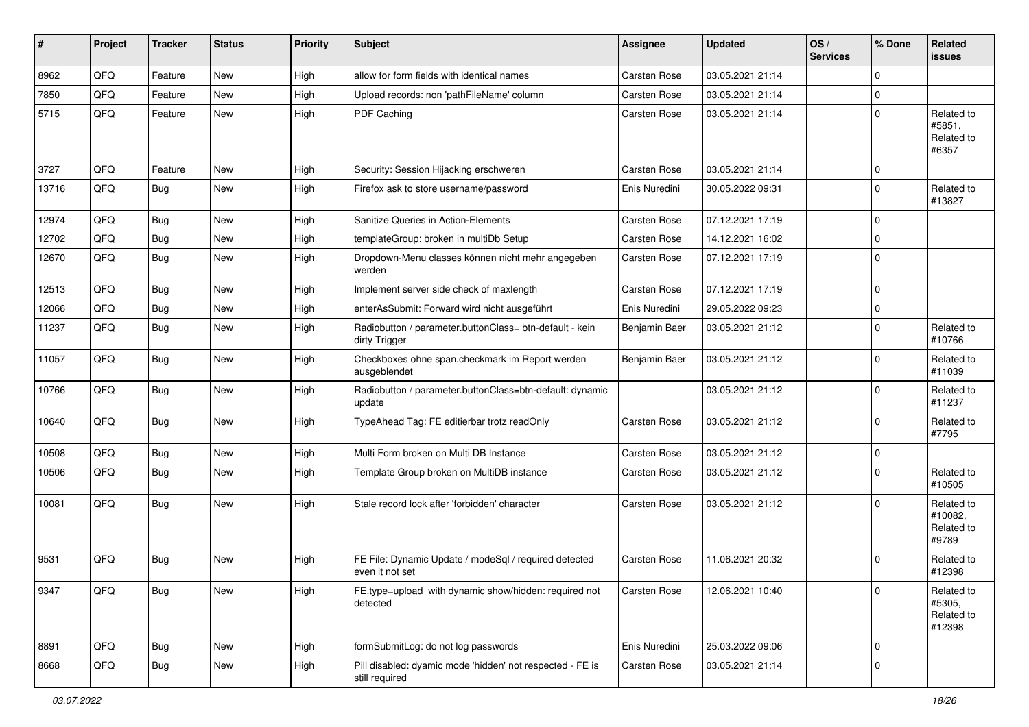| # | Project | Tracker | Status | Priority | Subject | Assignee | Updated | OS / Services | % Done | Related issues |
|---|---|---|---|---|---|---|---|---|---|---|
| 8962 | QFQ | Feature | New | High | allow for form fields with identical names | Carsten Rose | 03.05.2021 21:14 | | 0 | |
| 7850 | QFQ | Feature | New | High | Upload records: non 'pathFileName' column | Carsten Rose | 03.05.2021 21:14 | | 0 | |
| 5715 | QFQ | Feature | New | High | PDF Caching | Carsten Rose | 03.05.2021 21:14 | | 0 | Related to #5851, Related to #6357 |
| 3727 | QFQ | Feature | New | High | Security: Session Hijacking erschweren | Carsten Rose | 03.05.2021 21:14 | | 0 | |
| 13716 | QFQ | Bug | New | High | Firefox ask to store username/password | Enis Nuredini | 30.05.2022 09:31 | | 0 | Related to #13827 |
| 12974 | QFQ | Bug | New | High | Sanitize Queries in Action-Elements | Carsten Rose | 07.12.2021 17:19 | | 0 | |
| 12702 | QFQ | Bug | New | High | templateGroup: broken in multiDb Setup | Carsten Rose | 14.12.2021 16:02 | | 0 | |
| 12670 | QFQ | Bug | New | High | Dropdown-Menu classes können nicht mehr angegeben werden | Carsten Rose | 07.12.2021 17:19 | | 0 | |
| 12513 | QFQ | Bug | New | High | Implement server side check of maxlength | Carsten Rose | 07.12.2021 17:19 | | 0 | |
| 12066 | QFQ | Bug | New | High | enterAsSubmit: Forward wird nicht ausgeführt | Enis Nuredini | 29.05.2022 09:23 | | 0 | |
| 11237 | QFQ | Bug | New | High | Radiobutton / parameter.buttonClass= btn-default - kein dirty Trigger | Benjamin Baer | 03.05.2021 21:12 | | 0 | Related to #10766 |
| 11057 | QFQ | Bug | New | High | Checkboxes ohne span.checkmark im Report werden ausgeblendet | Benjamin Baer | 03.05.2021 21:12 | | 0 | Related to #11039 |
| 10766 | QFQ | Bug | New | High | Radiobutton / parameter.buttonClass=btn-default: dynamic update | | 03.05.2021 21:12 | | 0 | Related to #11237 |
| 10640 | QFQ | Bug | New | High | TypeAhead Tag: FE editierbar trotz readOnly | Carsten Rose | 03.05.2021 21:12 | | 0 | Related to #7795 |
| 10508 | QFQ | Bug | New | High | Multi Form broken on Multi DB Instance | Carsten Rose | 03.05.2021 21:12 | | 0 | |
| 10506 | QFQ | Bug | New | High | Template Group broken on MultiDB instance | Carsten Rose | 03.05.2021 21:12 | | 0 | Related to #10505 |
| 10081 | QFQ | Bug | New | High | Stale record lock after 'forbidden' character | Carsten Rose | 03.05.2021 21:12 | | 0 | Related to #10082, Related to #9789 |
| 9531 | QFQ | Bug | New | High | FE File: Dynamic Update / modeSql / required detected even it not set | Carsten Rose | 11.06.2021 20:32 | | 0 | Related to #12398 |
| 9347 | QFQ | Bug | New | High | FE.type=upload with dynamic show/hidden: required not detected | Carsten Rose | 12.06.2021 10:40 | | 0 | Related to #5305, Related to #12398 |
| 8891 | QFQ | Bug | New | High | formSubmitLog: do not log passwords | Enis Nuredini | 25.03.2022 09:06 | | 0 | |
| 8668 | QFQ | Bug | New | High | Pill disabled: dyamic mode 'hidden' not respected - FE is still required | Carsten Rose | 03.05.2021 21:14 | | 0 | |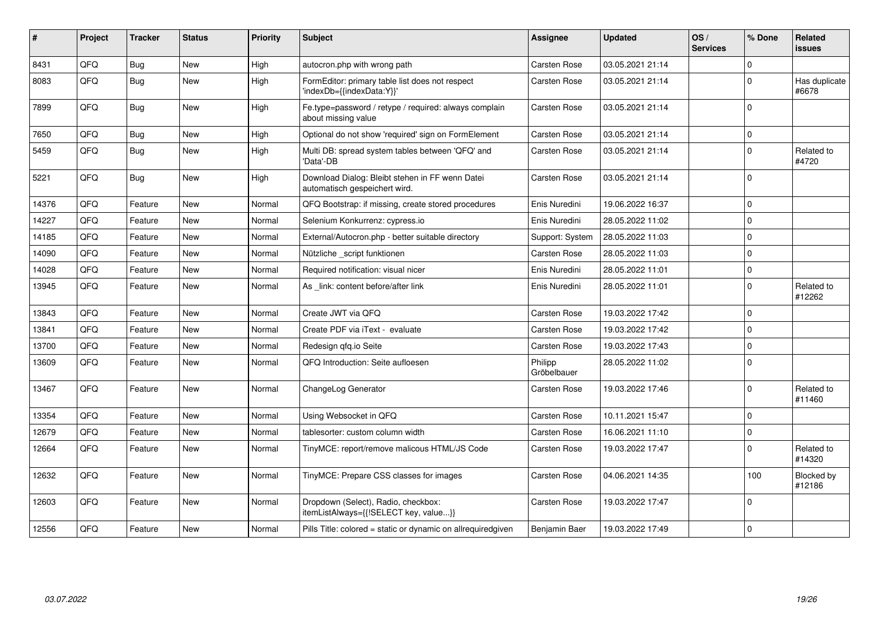| # | Project | Tracker | Status | Priority | Subject | Assignee | Updated | OS / Services | % Done | Related issues |
|---|---|---|---|---|---|---|---|---|---|---|
| 8431 | QFQ | Bug | New | High | autocron.php with wrong path | Carsten Rose | 03.05.2021 21:14 | | 0 | |
| 8083 | QFQ | Bug | New | High | FormEditor: primary table list does not respect 'indexDb={{indexData:Y}}' | Carsten Rose | 03.05.2021 21:14 | | 0 | Has duplicate #6678 |
| 7899 | QFQ | Bug | New | High | Fe.type=password / retype / required: always complain about missing value | Carsten Rose | 03.05.2021 21:14 | | 0 | |
| 7650 | QFQ | Bug | New | High | Optional do not show 'required' sign on FormElement | Carsten Rose | 03.05.2021 21:14 | | 0 | |
| 5459 | QFQ | Bug | New | High | Multi DB: spread system tables between 'QFQ' and 'Data'-DB | Carsten Rose | 03.05.2021 21:14 | | 0 | Related to #4720 |
| 5221 | QFQ | Bug | New | High | Download Dialog: Bleibt stehen in FF wenn Datei automatisch gespeichert wird. | Carsten Rose | 03.05.2021 21:14 | | 0 | |
| 14376 | QFQ | Feature | New | Normal | QFQ Bootstrap: if missing, create stored procedures | Enis Nuredini | 19.06.2022 16:37 | | 0 | |
| 14227 | QFQ | Feature | New | Normal | Selenium Konkurrenz: cypress.io | Enis Nuredini | 28.05.2022 11:02 | | 0 | |
| 14185 | QFQ | Feature | New | Normal | External/Autocron.php - better suitable directory | Support: System | 28.05.2022 11:03 | | 0 | |
| 14090 | QFQ | Feature | New | Normal | Nützliche _script funktionen | Carsten Rose | 28.05.2022 11:03 | | 0 | |
| 14028 | QFQ | Feature | New | Normal | Required notification: visual nicer | Enis Nuredini | 28.05.2022 11:01 | | 0 | |
| 13945 | QFQ | Feature | New | Normal | As _link: content before/after link | Enis Nuredini | 28.05.2022 11:01 | | 0 | Related to #12262 |
| 13843 | QFQ | Feature | New | Normal | Create JWT via QFQ | Carsten Rose | 19.03.2022 17:42 | | 0 | |
| 13841 | QFQ | Feature | New | Normal | Create PDF via iText - evaluate | Carsten Rose | 19.03.2022 17:42 | | 0 | |
| 13700 | QFQ | Feature | New | Normal | Redesign qfq.io Seite | Carsten Rose | 19.03.2022 17:43 | | 0 | |
| 13609 | QFQ | Feature | New | Normal | QFQ Introduction: Seite aufloesen | Philipp Gröbelbauer | 28.05.2022 11:02 | | 0 | |
| 13467 | QFQ | Feature | New | Normal | ChangeLog Generator | Carsten Rose | 19.03.2022 17:46 | | 0 | Related to #11460 |
| 13354 | QFQ | Feature | New | Normal | Using Websocket in QFQ | Carsten Rose | 10.11.2021 15:47 | | 0 | |
| 12679 | QFQ | Feature | New | Normal | tablesorter: custom column width | Carsten Rose | 16.06.2021 11:10 | | 0 | |
| 12664 | QFQ | Feature | New | Normal | TinyMCE: report/remove malicous HTML/JS Code | Carsten Rose | 19.03.2022 17:47 | | 0 | Related to #14320 |
| 12632 | QFQ | Feature | New | Normal | TinyMCE: Prepare CSS classes for images | Carsten Rose | 04.06.2021 14:35 | | 100 | Blocked by #12186 |
| 12603 | QFQ | Feature | New | Normal | Dropdown (Select), Radio, checkbox: itemListAlways={{!SELECT key, value...}} | Carsten Rose | 19.03.2022 17:47 | | 0 | |
| 12556 | QFQ | Feature | New | Normal | Pills Title: colored = static or dynamic on allrequiredgiven | Benjamin Baer | 19.03.2022 17:49 | | 0 | |

*03.07.2022*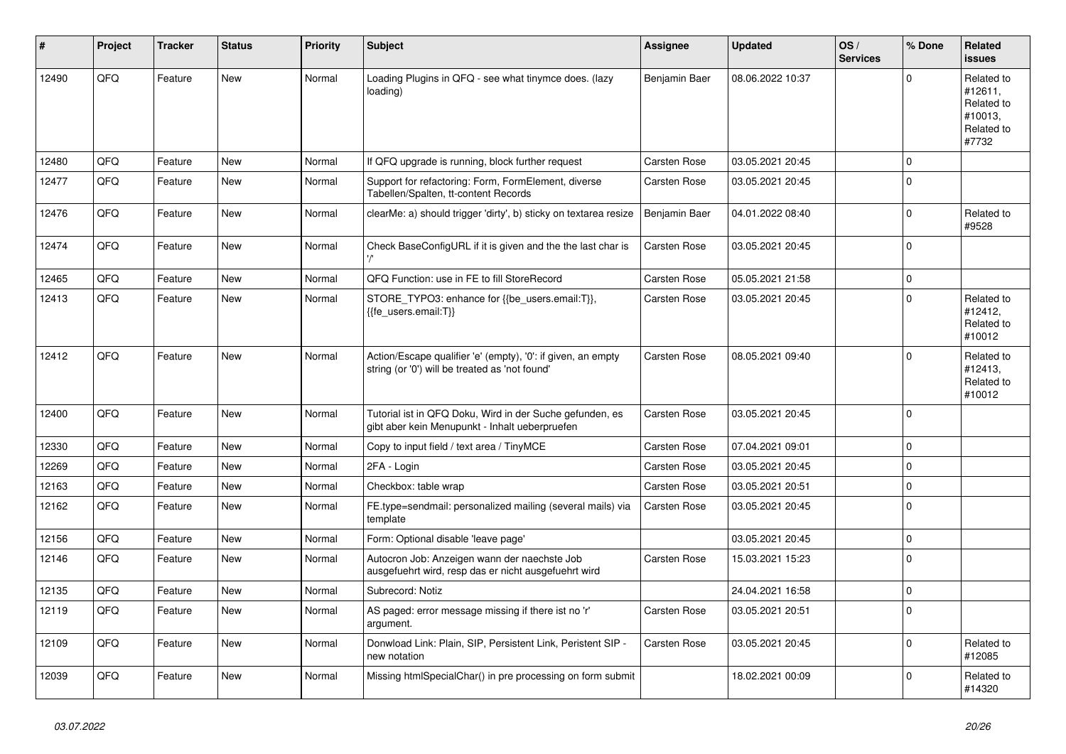| # | Project | Tracker | Status | Priority | Subject | Assignee | Updated | OS / Services | % Done | Related issues |
|---|---|---|---|---|---|---|---|---|---|---|
| 12490 | QFQ | Feature | New | Normal | Loading Plugins in QFQ - see what tinymce does. (lazy loading) | Benjamin Baer | 08.06.2022 10:37 | | 0 | Related to #12611, Related to #10013, Related to #7732 |
| 12480 | QFQ | Feature | New | Normal | If QFQ upgrade is running, block further request | Carsten Rose | 03.05.2021 20:45 | | 0 | |
| 12477 | QFQ | Feature | New | Normal | Support for refactoring: Form, FormElement, diverse Tabellen/Spalten, tt-content Records | Carsten Rose | 03.05.2021 20:45 | | 0 | |
| 12476 | QFQ | Feature | New | Normal | clearMe: a) should trigger 'dirty', b) sticky on textarea resize | Benjamin Baer | 04.01.2022 08:40 | | 0 | Related to #9528 |
| 12474 | QFQ | Feature | New | Normal | Check BaseConfigURL if it is given and the the last char is '/' | Carsten Rose | 03.05.2021 20:45 | | 0 | |
| 12465 | QFQ | Feature | New | Normal | QFQ Function: use in FE to fill StoreRecord | Carsten Rose | 05.05.2021 21:58 | | 0 | |
| 12413 | QFQ | Feature | New | Normal | STORE_TYPO3: enhance for {{be_users.email:T}}, {{fe_users.email:T}} | Carsten Rose | 03.05.2021 20:45 | | 0 | Related to #12412, Related to #10012 |
| 12412 | QFQ | Feature | New | Normal | Action/Escape qualifier 'e' (empty), '0': if given, an empty string (or '0') will be treated as 'not found' | Carsten Rose | 08.05.2021 09:40 | | 0 | Related to #12413, Related to #10012 |
| 12400 | QFQ | Feature | New | Normal | Tutorial ist in QFQ Doku, Wird in der Suche gefunden, es gibt aber kein Menupunkt - Inhalt ueberpruefen | Carsten Rose | 03.05.2021 20:45 | | 0 | |
| 12330 | QFQ | Feature | New | Normal | Copy to input field / text area / TinyMCE | Carsten Rose | 07.04.2021 09:01 | | 0 | |
| 12269 | QFQ | Feature | New | Normal | 2FA - Login | Carsten Rose | 03.05.2021 20:45 | | 0 | |
| 12163 | QFQ | Feature | New | Normal | Checkbox: table wrap | Carsten Rose | 03.05.2021 20:51 | | 0 | |
| 12162 | QFQ | Feature | New | Normal | FE.type=sendmail: personalized mailing (several mails) via template | Carsten Rose | 03.05.2021 20:45 | | 0 | |
| 12156 | QFQ | Feature | New | Normal | Form: Optional disable 'leave page' | | 03.05.2021 20:45 | | 0 | |
| 12146 | QFQ | Feature | New | Normal | Autocron Job: Anzeigen wann der naechste Job ausgefuehrt wird, resp das er nicht ausgefuehrt wird | Carsten Rose | 15.03.2021 15:23 | | 0 | |
| 12135 | QFQ | Feature | New | Normal | Subrecord: Notiz | | 24.04.2021 16:58 | | 0 | |
| 12119 | QFQ | Feature | New | Normal | AS paged: error message missing if there ist no 'r' argument. | Carsten Rose | 03.05.2021 20:51 | | 0 | |
| 12109 | QFQ | Feature | New | Normal | Donwload Link: Plain, SIP, Persistent Link, Peristent SIP - new notation | Carsten Rose | 03.05.2021 20:45 | | 0 | Related to #12085 |
| 12039 | QFQ | Feature | New | Normal | Missing htmlSpecialChar() in pre processing on form submit | | 18.02.2021 00:09 | | 0 | Related to #14320 |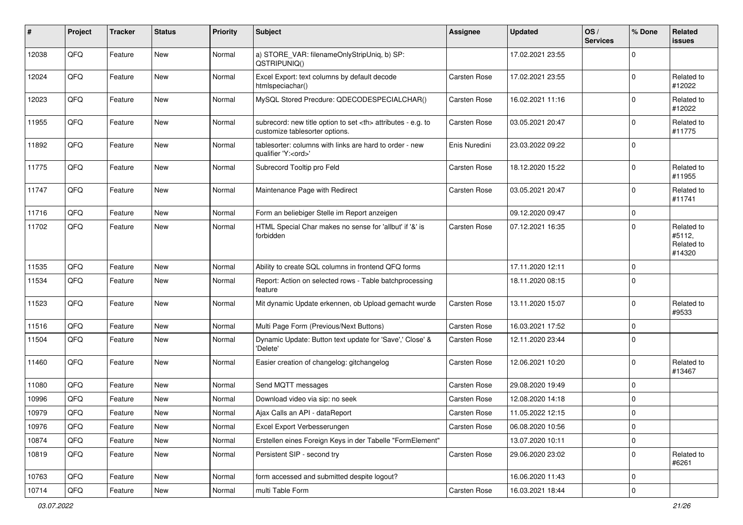| # | Project | Tracker | Status | Priority | Subject | Assignee | Updated | OS / Services | % Done | Related issues |
|---|---|---|---|---|---|---|---|---|---|---|
| 12038 | QFQ | Feature | New | Normal | a) STORE_VAR: filenameOnlyStripUniq, b) SP: QSTRIPUNIQ() | | 17.02.2021 23:55 | | 0 | |
| 12024 | QFQ | Feature | New | Normal | Excel Export: text columns by default decode htmlspeciachar() | Carsten Rose | 17.02.2021 23:55 | | 0 | Related to #12022 |
| 12023 | QFQ | Feature | New | Normal | MySQL Stored Precdure: QDECODESPECIALCHAR() | Carsten Rose | 16.02.2021 11:16 | | 0 | Related to #12022 |
| 11955 | QFQ | Feature | New | Normal | subrecord: new title option to set <th> attributes - e.g. to customize tablesorter options. | Carsten Rose | 03.05.2021 20:47 | | 0 | Related to #11775 |
| 11892 | QFQ | Feature | New | Normal | tablesorter: columns with links are hard to order - new qualifier 'Y:<ord>' | Enis Nuredini | 23.03.2022 09:22 | | 0 | |
| 11775 | QFQ | Feature | New | Normal | Subrecord Tooltip pro Feld | Carsten Rose | 18.12.2020 15:22 | | 0 | Related to #11955 |
| 11747 | QFQ | Feature | New | Normal | Maintenance Page with Redirect | Carsten Rose | 03.05.2021 20:47 | | 0 | Related to #11741 |
| 11716 | QFQ | Feature | New | Normal | Form an beliebiger Stelle im Report anzeigen | | 09.12.2020 09:47 | | 0 | |
| 11702 | QFQ | Feature | New | Normal | HTML Special Char makes no sense for 'allbut' if '&' is forbidden | Carsten Rose | 07.12.2021 16:35 | | 0 | Related to #5112, Related to #14320 |
| 11535 | QFQ | Feature | New | Normal | Ability to create SQL columns in frontend QFQ forms | | 17.11.2020 12:11 | | 0 | |
| 11534 | QFQ | Feature | New | Normal | Report: Action on selected rows - Table batchprocessing feature | | 18.11.2020 08:15 | | 0 | |
| 11523 | QFQ | Feature | New | Normal | Mit dynamic Update erkennen, ob Upload gemacht wurde | Carsten Rose | 13.11.2020 15:07 | | 0 | Related to #9533 |
| 11516 | QFQ | Feature | New | Normal | Multi Page Form (Previous/Next Buttons) | Carsten Rose | 16.03.2021 17:52 | | 0 | |
| 11504 | QFQ | Feature | New | Normal | Dynamic Update: Button text update for 'Save',' Close' & 'Delete' | Carsten Rose | 12.11.2020 23:44 | | 0 | |
| 11460 | QFQ | Feature | New | Normal | Easier creation of changelog: gitchangelog | Carsten Rose | 12.06.2021 10:20 | | 0 | Related to #13467 |
| 11080 | QFQ | Feature | New | Normal | Send MQTT messages | Carsten Rose | 29.08.2020 19:49 | | 0 | |
| 10996 | QFQ | Feature | New | Normal | Download video via sip: no seek | Carsten Rose | 12.08.2020 14:18 | | 0 | |
| 10979 | QFQ | Feature | New | Normal | Ajax Calls an API - dataReport | Carsten Rose | 11.05.2022 12:15 | | 0 | |
| 10976 | QFQ | Feature | New | Normal | Excel Export Verbesserungen | Carsten Rose | 06.08.2020 10:56 | | 0 | |
| 10874 | QFQ | Feature | New | Normal | Erstellen eines Foreign Keys in der Tabelle "FormElement" | | 13.07.2020 10:11 | | 0 | |
| 10819 | QFQ | Feature | New | Normal | Persistent SIP - second try | Carsten Rose | 29.06.2020 23:02 | | 0 | Related to #6261 |
| 10763 | QFQ | Feature | New | Normal | form accessed and submitted despite logout? | | 16.06.2020 11:43 | | 0 | |
| 10714 | QFQ | Feature | New | Normal | multi Table Form | Carsten Rose | 16.03.2021 18:44 | | 0 | |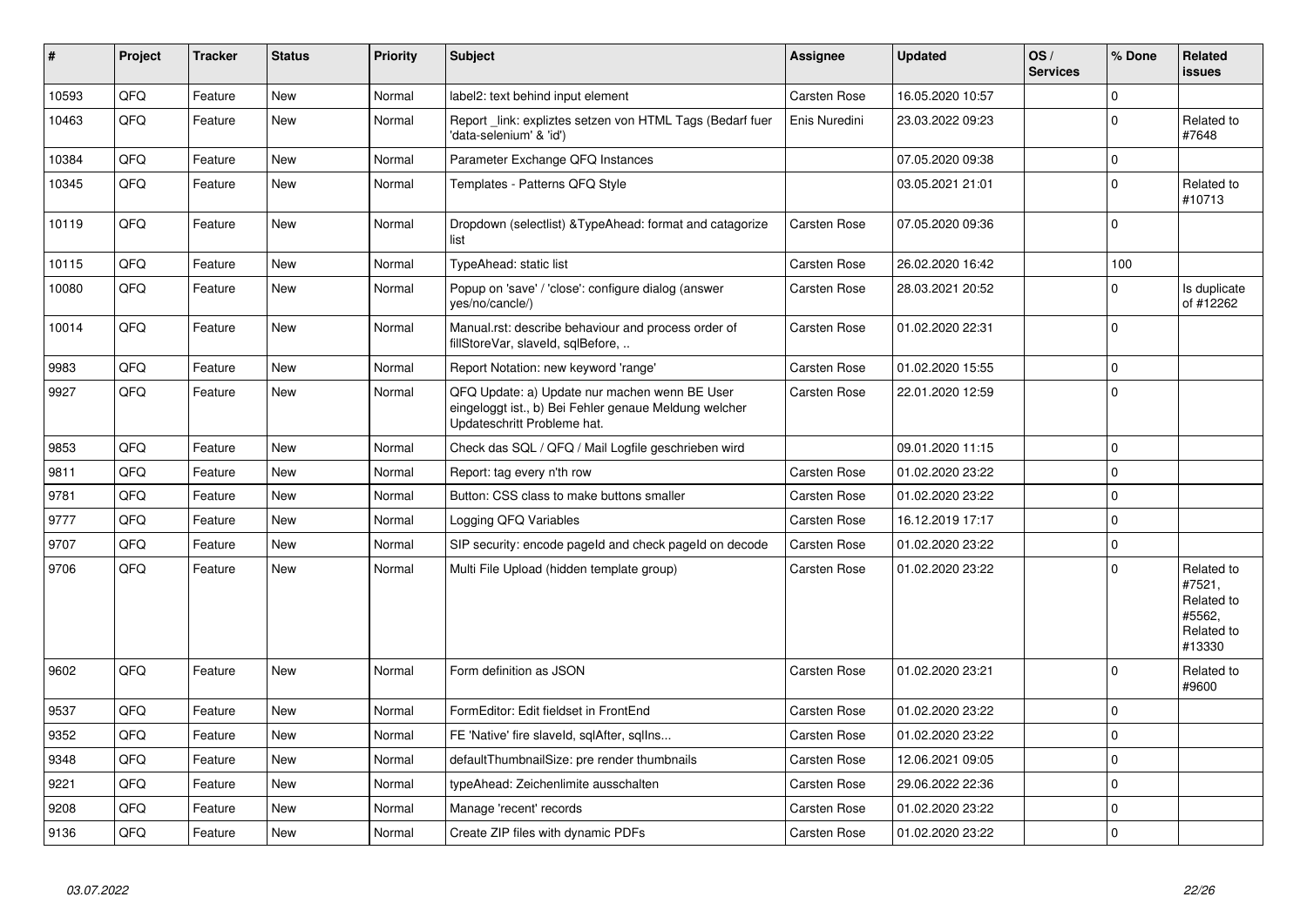| # | Project | Tracker | Status | Priority | Subject | Assignee | Updated | OS / Services | % Done | Related issues |
|---|---|---|---|---|---|---|---|---|---|---|
| 10593 | QFQ | Feature | New | Normal | label2: text behind input element | Carsten Rose | 16.05.2020 10:57 | | 0 | |
| 10463 | QFQ | Feature | New | Normal | Report _link: expliztes setzen von HTML Tags (Bedarf fuer 'data-selenium' & 'id') | Enis Nuredini | 23.03.2022 09:23 | | 0 | Related to #7648 |
| 10384 | QFQ | Feature | New | Normal | Parameter Exchange QFQ Instances | | 07.05.2020 09:38 | | 0 | |
| 10345 | QFQ | Feature | New | Normal | Templates - Patterns QFQ Style | | 03.05.2021 21:01 | | 0 | Related to #10713 |
| 10119 | QFQ | Feature | New | Normal | Dropdown (selectlist) &TypeAhead: format and catagorize list | Carsten Rose | 07.05.2020 09:36 | | 0 | |
| 10115 | QFQ | Feature | New | Normal | TypeAhead: static list | Carsten Rose | 26.02.2020 16:42 | | 100 | |
| 10080 | QFQ | Feature | New | Normal | Popup on 'save' / 'close': configure dialog (answer yes/no/cancle/) | Carsten Rose | 28.03.2021 20:52 | | 0 | Is duplicate of #12262 |
| 10014 | QFQ | Feature | New | Normal | Manual.rst: describe behaviour and process order of fillStoreVar, slaveId, sqlBefore, .. | Carsten Rose | 01.02.2020 22:31 | | 0 | |
| 9983 | QFQ | Feature | New | Normal | Report Notation: new keyword 'range' | Carsten Rose | 01.02.2020 15:55 | | 0 | |
| 9927 | QFQ | Feature | New | Normal | QFQ Update: a) Update nur machen wenn BE User eingeloggt ist., b) Bei Fehler genaue Meldung welcher Updateschritt Probleme hat. | Carsten Rose | 22.01.2020 12:59 | | 0 | |
| 9853 | QFQ | Feature | New | Normal | Check das SQL / QFQ / Mail Logfile geschrieben wird | | 09.01.2020 11:15 | | 0 | |
| 9811 | QFQ | Feature | New | Normal | Report: tag every n'th row | Carsten Rose | 01.02.2020 23:22 | | 0 | |
| 9781 | QFQ | Feature | New | Normal | Button: CSS class to make buttons smaller | Carsten Rose | 01.02.2020 23:22 | | 0 | |
| 9777 | QFQ | Feature | New | Normal | Logging QFQ Variables | Carsten Rose | 16.12.2019 17:17 | | 0 | |
| 9707 | QFQ | Feature | New | Normal | SIP security: encode pageId and check pageId on decode | Carsten Rose | 01.02.2020 23:22 | | 0 | |
| 9706 | QFQ | Feature | New | Normal | Multi File Upload (hidden template group) | Carsten Rose | 01.02.2020 23:22 | | 0 | Related to #7521, Related to #5562, Related to #13330 |
| 9602 | QFQ | Feature | New | Normal | Form definition as JSON | Carsten Rose | 01.02.2020 23:21 | | 0 | Related to #9600 |
| 9537 | QFQ | Feature | New | Normal | FormEditor: Edit fieldset in FrontEnd | Carsten Rose | 01.02.2020 23:22 | | 0 | |
| 9352 | QFQ | Feature | New | Normal | FE 'Native' fire slaveId, sqlAfter, sqlIns... | Carsten Rose | 01.02.2020 23:22 | | 0 | |
| 9348 | QFQ | Feature | New | Normal | defaultThumbnailSize: pre render thumbnails | Carsten Rose | 12.06.2021 09:05 | | 0 | |
| 9221 | QFQ | Feature | New | Normal | typeAhead: Zeichenlimite ausschalten | Carsten Rose | 29.06.2022 22:36 | | 0 | |
| 9208 | QFQ | Feature | New | Normal | Manage 'recent' records | Carsten Rose | 01.02.2020 23:22 | | 0 | |
| 9136 | QFQ | Feature | New | Normal | Create ZIP files with dynamic PDFs | Carsten Rose | 01.02.2020 23:22 | | 0 | |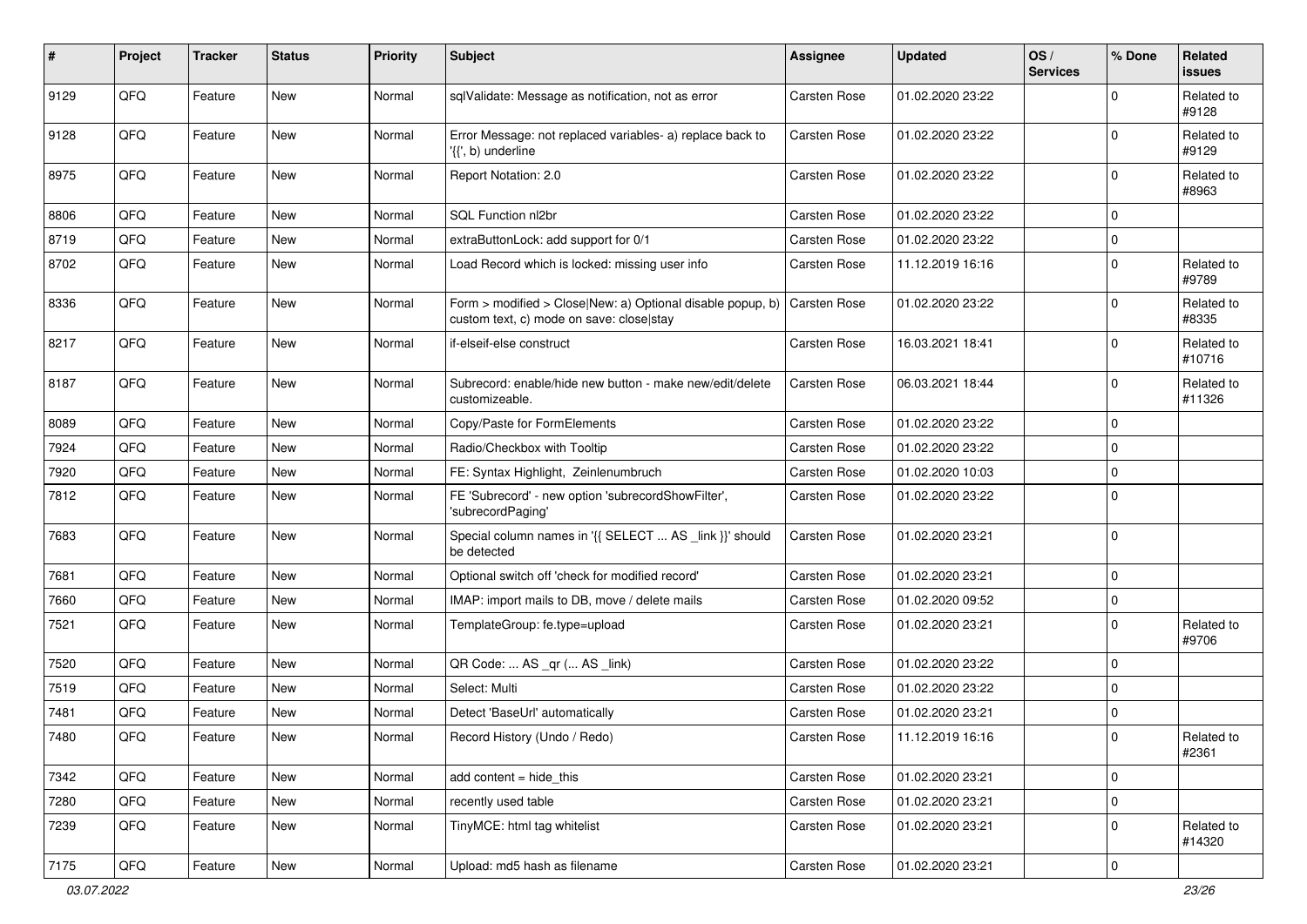| # | Project | Tracker | Status | Priority | Subject | Assignee | Updated | OS / Services | % Done | Related issues |
|---|---|---|---|---|---|---|---|---|---|---|
| 9129 | QFQ | Feature | New | Normal | sqlValidate: Message as notification, not as error | Carsten Rose | 01.02.2020 23:22 | | 0 | Related to #9128 |
| 9128 | QFQ | Feature | New | Normal | Error Message: not replaced variables- a) replace back to '{{', b) underline | Carsten Rose | 01.02.2020 23:22 | | 0 | Related to #9129 |
| 8975 | QFQ | Feature | New | Normal | Report Notation: 2.0 | Carsten Rose | 01.02.2020 23:22 | | 0 | Related to #8963 |
| 8806 | QFQ | Feature | New | Normal | SQL Function nl2br | Carsten Rose | 01.02.2020 23:22 | | 0 | |
| 8719 | QFQ | Feature | New | Normal | extraButtonLock: add support for 0/1 | Carsten Rose | 01.02.2020 23:22 | | 0 | |
| 8702 | QFQ | Feature | New | Normal | Load Record which is locked: missing user info | Carsten Rose | 11.12.2019 16:16 | | 0 | Related to #9789 |
| 8336 | QFQ | Feature | New | Normal | Form > modified > Close\|New: a) Optional disable popup, b) custom text, c) mode on save: close\|stay | Carsten Rose | 01.02.2020 23:22 | | 0 | Related to #8335 |
| 8217 | QFQ | Feature | New | Normal | if-elseif-else construct | Carsten Rose | 16.03.2021 18:41 | | 0 | Related to #10716 |
| 8187 | QFQ | Feature | New | Normal | Subrecord: enable/hide new button - make new/edit/delete customizeable. | Carsten Rose | 06.03.2021 18:44 | | 0 | Related to #11326 |
| 8089 | QFQ | Feature | New | Normal | Copy/Paste for FormElements | Carsten Rose | 01.02.2020 23:22 | | 0 | |
| 7924 | QFQ | Feature | New | Normal | Radio/Checkbox with Tooltip | Carsten Rose | 01.02.2020 23:22 | | 0 | |
| 7920 | QFQ | Feature | New | Normal | FE: Syntax Highlight, Zeilenumbruch | Carsten Rose | 01.02.2020 10:03 | | 0 | |
| 7812 | QFQ | Feature | New | Normal | FE 'Subrecord' - new option 'subrecordShowFilter', 'subrecordPaging' | Carsten Rose | 01.02.2020 23:22 | | 0 | |
| 7683 | QFQ | Feature | New | Normal | Special column names in '{{ SELECT ... AS _link }}' should be detected | Carsten Rose | 01.02.2020 23:21 | | 0 | |
| 7681 | QFQ | Feature | New | Normal | Optional switch off 'check for modified record' | Carsten Rose | 01.02.2020 23:21 | | 0 | |
| 7660 | QFQ | Feature | New | Normal | IMAP: import mails to DB, move / delete mails | Carsten Rose | 01.02.2020 09:52 | | 0 | |
| 7521 | QFQ | Feature | New | Normal | TemplateGroup: fe.type=upload | Carsten Rose | 01.02.2020 23:21 | | 0 | Related to #9706 |
| 7520 | QFQ | Feature | New | Normal | QR Code: ... AS _qr (... AS _link) | Carsten Rose | 01.02.2020 23:22 | | 0 | |
| 7519 | QFQ | Feature | New | Normal | Select: Multi | Carsten Rose | 01.02.2020 23:22 | | 0 | |
| 7481 | QFQ | Feature | New | Normal | Detect 'BaseUrl' automatically | Carsten Rose | 01.02.2020 23:21 | | 0 | |
| 7480 | QFQ | Feature | New | Normal | Record History (Undo / Redo) | Carsten Rose | 11.12.2019 16:16 | | 0 | Related to #2361 |
| 7342 | QFQ | Feature | New | Normal | add content = hide_this | Carsten Rose | 01.02.2020 23:21 | | 0 | |
| 7280 | QFQ | Feature | New | Normal | recently used table | Carsten Rose | 01.02.2020 23:21 | | 0 | |
| 7239 | QFQ | Feature | New | Normal | TinyMCE: html tag whitelist | Carsten Rose | 01.02.2020 23:21 | | 0 | Related to #14320 |
| 7175 | QFQ | Feature | New | Normal | Upload: md5 hash as filename | Carsten Rose | 01.02.2020 23:21 | | 0 | |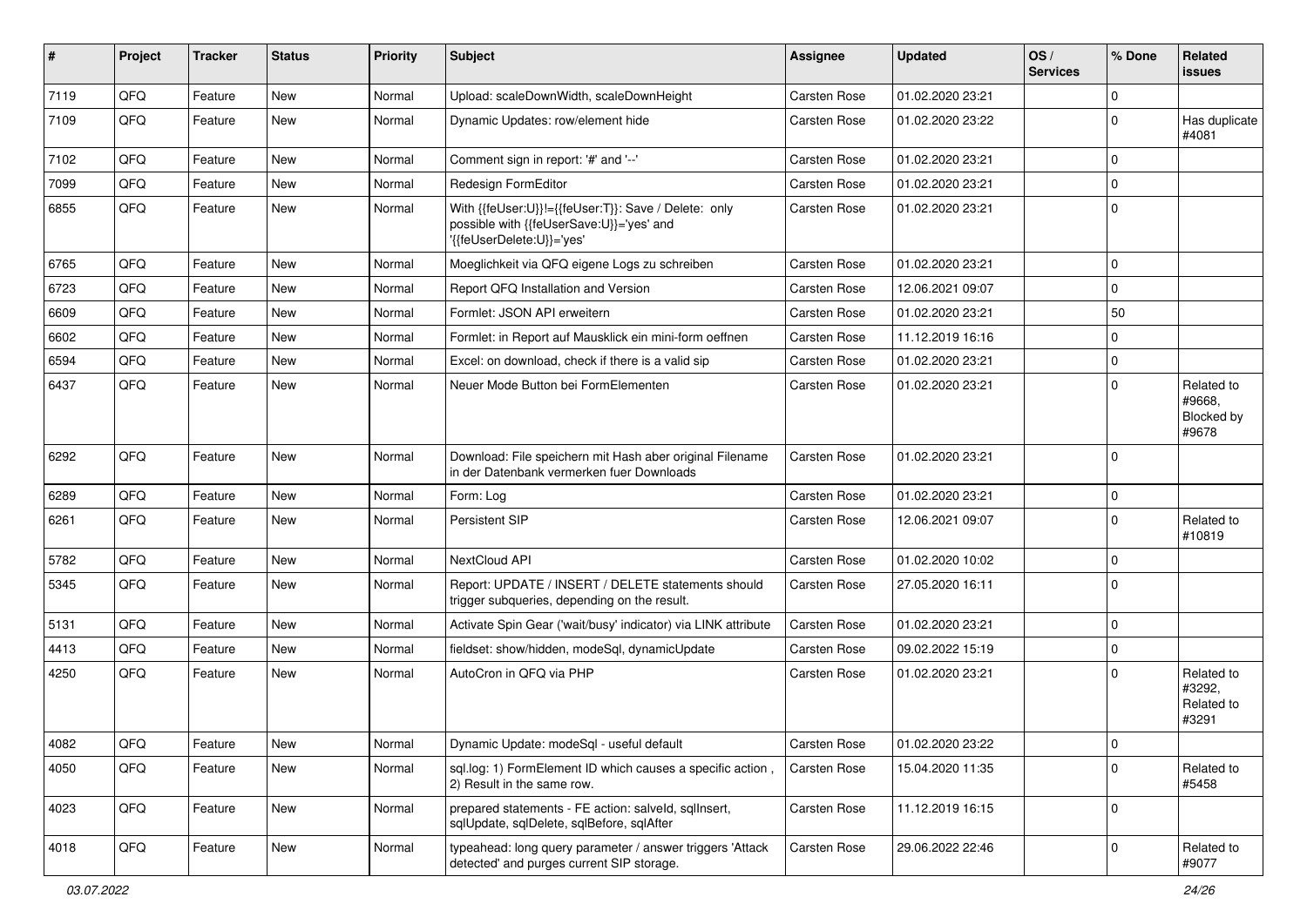| # | Project | Tracker | Status | Priority | Subject | Assignee | Updated | OS / Services | % Done | Related issues |
|---|---|---|---|---|---|---|---|---|---|---|
| 7119 | QFQ | Feature | New | Normal | Upload: scaleDownWidth, scaleDownHeight | Carsten Rose | 01.02.2020 23:21 | | 0 | |
| 7109 | QFQ | Feature | New | Normal | Dynamic Updates: row/element hide | Carsten Rose | 01.02.2020 23:22 | | 0 | Has duplicate #4081 |
| 7102 | QFQ | Feature | New | Normal | Comment sign in report: '#' and '--' | Carsten Rose | 01.02.2020 23:21 | | 0 | |
| 7099 | QFQ | Feature | New | Normal | Redesign FormEditor | Carsten Rose | 01.02.2020 23:21 | | 0 | |
| 6855 | QFQ | Feature | New | Normal | With {{feUser:U}}!={{feUser:T}}: Save / Delete: only possible with {{feUserSave:U}}='yes' and '{{feUserDelete:U}}='yes' | Carsten Rose | 01.02.2020 23:21 | | 0 | |
| 6765 | QFQ | Feature | New | Normal | Moeglichkeit via QFQ eigene Logs zu schreiben | Carsten Rose | 01.02.2020 23:21 | | 0 | |
| 6723 | QFQ | Feature | New | Normal | Report QFQ Installation and Version | Carsten Rose | 12.06.2021 09:07 | | 0 | |
| 6609 | QFQ | Feature | New | Normal | Formlet: JSON API erweitern | Carsten Rose | 01.02.2020 23:21 | | 50 | |
| 6602 | QFQ | Feature | New | Normal | Formlet: in Report auf Mausklick ein mini-form oeffnen | Carsten Rose | 11.12.2019 16:16 | | 0 | |
| 6594 | QFQ | Feature | New | Normal | Excel: on download, check if there is a valid sip | Carsten Rose | 01.02.2020 23:21 | | 0 | |
| 6437 | QFQ | Feature | New | Normal | Neuer Mode Button bei FormElementen | Carsten Rose | 01.02.2020 23:21 | | 0 | Related to #9668, Blocked by #9678 |
| 6292 | QFQ | Feature | New | Normal | Download: File speichern mit Hash aber original Filename in der Datenbank vermerken fuer Downloads | Carsten Rose | 01.02.2020 23:21 | | 0 | |
| 6289 | QFQ | Feature | New | Normal | Form: Log | Carsten Rose | 01.02.2020 23:21 | | 0 | |
| 6261 | QFQ | Feature | New | Normal | Persistent SIP | Carsten Rose | 12.06.2021 09:07 | | 0 | Related to #10819 |
| 5782 | QFQ | Feature | New | Normal | NextCloud API | Carsten Rose | 01.02.2020 10:02 | | 0 | |
| 5345 | QFQ | Feature | New | Normal | Report: UPDATE / INSERT / DELETE statements should trigger subqueries, depending on the result. | Carsten Rose | 27.05.2020 16:11 | | 0 | |
| 5131 | QFQ | Feature | New | Normal | Activate Spin Gear ('wait/busy' indicator) via LINK attribute | Carsten Rose | 01.02.2020 23:21 | | 0 | |
| 4413 | QFQ | Feature | New | Normal | fieldset: show/hidden, modeSql, dynamicUpdate | Carsten Rose | 09.02.2022 15:19 | | 0 | |
| 4250 | QFQ | Feature | New | Normal | AutoCron in QFQ via PHP | Carsten Rose | 01.02.2020 23:21 | | 0 | Related to #3292, Related to #3291 |
| 4082 | QFQ | Feature | New | Normal | Dynamic Update: modeSql - useful default | Carsten Rose | 01.02.2020 23:22 | | 0 | |
| 4050 | QFQ | Feature | New | Normal | sql.log: 1) FormElement ID which causes a specific action , 2) Result in the same row. | Carsten Rose | 15.04.2020 11:35 | | 0 | Related to #5458 |
| 4023 | QFQ | Feature | New | Normal | prepared statements - FE action: salveld, sqlInsert, sqlUpdate, sqlDelete, sqlBefore, sqlAfter | Carsten Rose | 11.12.2019 16:15 | | 0 | |
| 4018 | QFQ | Feature | New | Normal | typeahead: long query parameter / answer triggers 'Attack detected' and purges current SIP storage. | Carsten Rose | 29.06.2022 22:46 | | 0 | Related to #9077 |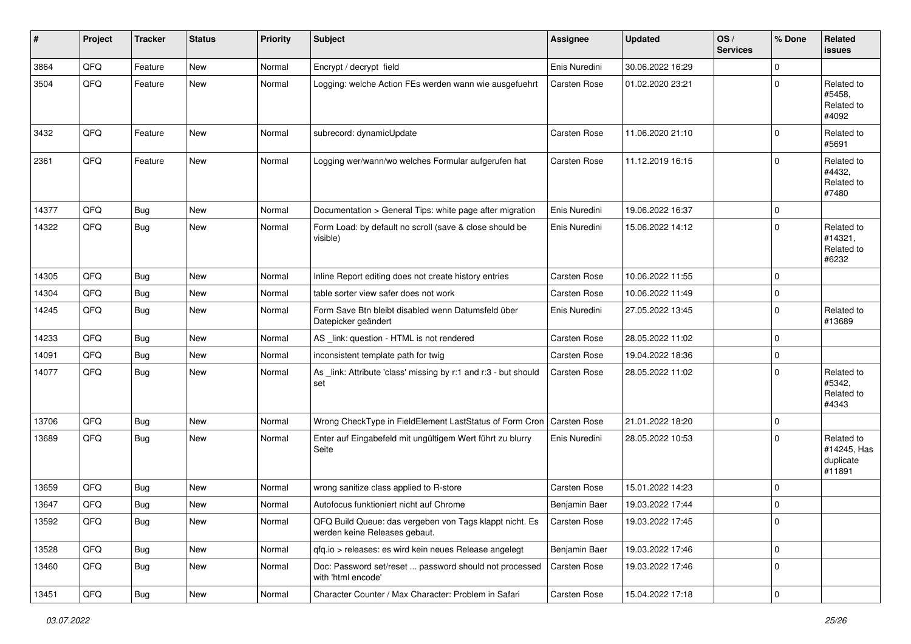| # | Project | Tracker | Status | Priority | Subject | Assignee | Updated | OS / Services | % Done | Related issues |
|---|---|---|---|---|---|---|---|---|---|---|
| 3864 | QFQ | Feature | New | Normal | Encrypt / decrypt field | Enis Nuredini | 30.06.2022 16:29 | | 0 | |
| 3504 | QFQ | Feature | New | Normal | Logging: welche Action FEs werden wann wie ausgefuehrt | Carsten Rose | 01.02.2020 23:21 | | 0 | Related to #5458, Related to #4092 |
| 3432 | QFQ | Feature | New | Normal | subrecord: dynamicUpdate | Carsten Rose | 11.06.2020 21:10 | | 0 | Related to #5691 |
| 2361 | QFQ | Feature | New | Normal | Logging wer/wann/wo welches Formular aufgerufen hat | Carsten Rose | 11.12.2019 16:15 | | 0 | Related to #4432, Related to #7480 |
| 14377 | QFQ | Bug | New | Normal | Documentation > General Tips: white page after migration | Enis Nuredini | 19.06.2022 16:37 | | 0 | |
| 14322 | QFQ | Bug | New | Normal | Form Load: by default no scroll (save & close should be visible) | Enis Nuredini | 15.06.2022 14:12 | | 0 | Related to #14321, Related to #6232 |
| 14305 | QFQ | Bug | New | Normal | Inline Report editing does not create history entries | Carsten Rose | 10.06.2022 11:55 | | 0 | |
| 14304 | QFQ | Bug | New | Normal | table sorter view safer does not work | Carsten Rose | 10.06.2022 11:49 | | 0 | |
| 14245 | QFQ | Bug | New | Normal | Form Save Btn bleibt disabled wenn Datumsfeld über Datepicker geändert | Enis Nuredini | 27.05.2022 13:45 | | 0 | Related to #13689 |
| 14233 | QFQ | Bug | New | Normal | AS _link: question - HTML is not rendered | Carsten Rose | 28.05.2022 11:02 | | 0 | |
| 14091 | QFQ | Bug | New | Normal | inconsistent template path for twig | Carsten Rose | 19.04.2022 18:36 | | 0 | |
| 14077 | QFQ | Bug | New | Normal | As _link: Attribute 'class' missing by r:1 and r:3 - but should set | Carsten Rose | 28.05.2022 11:02 | | 0 | Related to #5342, Related to #4343 |
| 13706 | QFQ | Bug | New | Normal | Wrong CheckType in FieldElement LastStatus of Form Cron | Carsten Rose | 21.01.2022 18:20 | | 0 | |
| 13689 | QFQ | Bug | New | Normal | Enter auf Eingabefeld mit ungültigem Wert führt zu blurry Seite | Enis Nuredini | 28.05.2022 10:53 | | 0 | Related to #14245, Has duplicate #11891 |
| 13659 | QFQ | Bug | New | Normal | wrong sanitize class applied to R-store | Carsten Rose | 15.01.2022 14:23 | | 0 | |
| 13647 | QFQ | Bug | New | Normal | Autofocus funktioniert nicht auf Chrome | Benjamin Baer | 19.03.2022 17:44 | | 0 | |
| 13592 | QFQ | Bug | New | Normal | QFQ Build Queue: das vergeben von Tags klappt nicht. Es werden keine Releases gebaut. | Carsten Rose | 19.03.2022 17:45 | | 0 | |
| 13528 | QFQ | Bug | New | Normal | qfq.io > releases: es wird kein neues Release angelegt | Benjamin Baer | 19.03.2022 17:46 | | 0 | |
| 13460 | QFQ | Bug | New | Normal | Doc: Password set/reset ... password should not processed with 'html encode' | Carsten Rose | 19.03.2022 17:46 | | 0 | |
| 13451 | QFQ | Bug | New | Normal | Character Counter / Max Character: Problem in Safari | Carsten Rose | 15.04.2022 17:18 | | 0 | |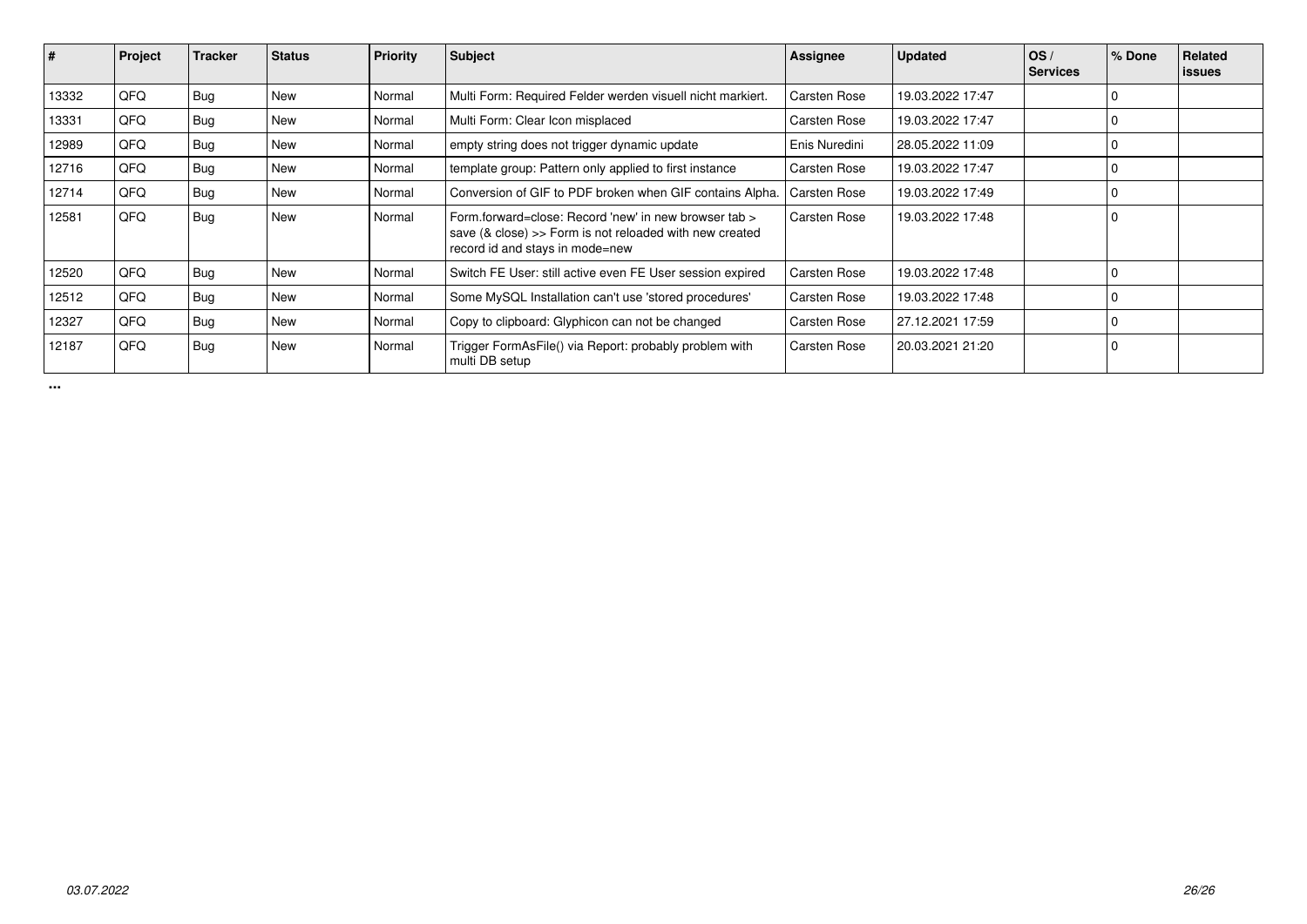| # | Project | Tracker | Status | Priority | Subject | Assignee | Updated | OS / Services | % Done | Related issues |
|---|---|---|---|---|---|---|---|---|---|---|
| 13332 | QFQ | Bug | New | Normal | Multi Form: Required Felder werden visuell nicht markiert. | Carsten Rose | 19.03.2022 17:47 | | 0 | |
| 13331 | QFQ | Bug | New | Normal | Multi Form: Clear Icon misplaced | Carsten Rose | 19.03.2022 17:47 | | 0 | |
| 12989 | QFQ | Bug | New | Normal | empty string does not trigger dynamic update | Enis Nuredini | 28.05.2022 11:09 | | 0 | |
| 12716 | QFQ | Bug | New | Normal | template group: Pattern only applied to first instance | Carsten Rose | 19.03.2022 17:47 | | 0 | |
| 12714 | QFQ | Bug | New | Normal | Conversion of GIF to PDF broken when GIF contains Alpha. | Carsten Rose | 19.03.2022 17:49 | | 0 | |
| 12581 | QFQ | Bug | New | Normal | Form.forward=close: Record 'new' in new browser tab > save (& close) >> Form is not reloaded with new created record id and stays in mode=new | Carsten Rose | 19.03.2022 17:48 | | 0 | |
| 12520 | QFQ | Bug | New | Normal | Switch FE User: still active even FE User session expired | Carsten Rose | 19.03.2022 17:48 | | 0 | |
| 12512 | QFQ | Bug | New | Normal | Some MySQL Installation can't use 'stored procedures' | Carsten Rose | 19.03.2022 17:48 | | 0 | |
| 12327 | QFQ | Bug | New | Normal | Copy to clipboard: Glyphicon can not be changed | Carsten Rose | 27.12.2021 17:59 | | 0 | |
| 12187 | QFQ | Bug | New | Normal | Trigger FormAsFile() via Report: probably problem with multi DB setup | Carsten Rose | 20.03.2021 21:20 | | 0 | |

...